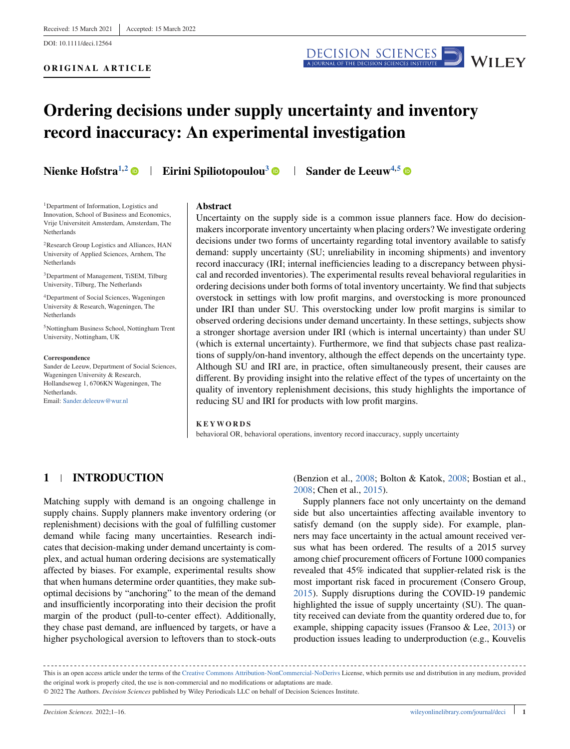Received: 15 March 2021 | Accepted: 15 March 2022

DOI: 10.1111/deci.12564

**ORIGINAL ARTICLE**

# Ordering decisions under supply uncertainty and inventory record inaccuracy: An experimental investigation

**Nienke Hofstra[1,2]** | **Eirini Spiliotopoulou[3]** | **Sander de Leeuw[4,5]**

[1] Department of Information, Logistics and Innovation, School of Business and Economics, Vrije Universiteit Amsterdam, Amsterdam, The Netherlands

[2] Research Group Logistics and Alliances, HAN University of Applied Sciences, Arnhem, The Netherlands

[3] Department of Management, TiSEM, Tilburg University, Tilburg, The Netherlands

[4] Department of Social Sciences, Wageningen University & Research, Wageningen, The Netherlands

[5] Nottingham Business School, Nottingham Trent University, Nottingham, UK

**Correspondence**
Sander de Leeuw, Department of Social Sciences, Wageningen University & Research, Hollandseweg 1, 6706KN Wageningen, The Netherlands.
Email: Sander.deleeuw@wur.nl

## Abstract

Uncertainty on the supply side is a common issue planners face. How do decision-makers incorporate inventory uncertainty when placing orders? We investigate ordering decisions under two forms of uncertainty regarding total inventory available to satisfy demand: supply uncertainty (SU; unreliability in incoming shipments) and inventory record inaccuracy (IRI; internal inefficiencies leading to a discrepancy between physical and recorded inventories). The experimental results reveal behavioral regularities in ordering decisions under both forms of total inventory uncertainty. We find that subjects overstock in settings with low profit margins, and overstocking is more pronounced under IRI than under SU. This overstocking under low profit margins is similar to observed ordering decisions under demand uncertainty. In these settings, subjects show a stronger shortage aversion under IRI (which is internal uncertainty) than under SU (which is external uncertainty). Furthermore, we find that subjects chase past realizations of supply/on-hand inventory, although the effect depends on the uncertainty type. Although SU and IRI are, in practice, often simultaneously present, their causes are different. By providing insight into the relative effect of the types of uncertainty on the quality of inventory replenishment decisions, this study highlights the importance of reducing SU and IRI for products with low profit margins.

**KEYWORDS**

behavioral OR, behavioral operations, inventory record inaccuracy, supply uncertainty

## 1 | INTRODUCTION

Matching supply with demand is an ongoing challenge in supply chains. Supply planners make inventory ordering (or replenishment) decisions with the goal of fulfilling customer demand while facing many uncertainties. Research indicates that decision-making under demand uncertainty is complex, and actual human ordering decisions are systematically affected by biases. For example, experimental results show that when humans determine order quantities, they make suboptimal decisions by "anchoring" to the mean of the demand and insufficiently incorporating into their decision the profit margin of the product (pull-to-center effect). Additionally, they chase past demand, are influenced by targets, or have a higher psychological aversion to leftovers than to stock-outs (Benzion et al., 2008; Bolton & Katok, 2008; Bostian et al., 2008; Chen et al., 2015).

Supply planners face not only uncertainty on the demand side but also uncertainties affecting available inventory to satisfy demand (on the supply side). For example, planners may face uncertainty in the actual amount received versus what has been ordered. The results of a 2015 survey among chief procurement officers of Fortune 1000 companies revealed that 45% indicated that supplier-related risk is the most important risk faced in procurement (Consero Group, 2015). Supply disruptions during the COVID-19 pandemic highlighted the issue of supply uncertainty (SU). The quantity received can deviate from the quantity ordered due to, for example, shipping capacity issues (Fransoo & Lee, 2013) or production issues leading to underproduction (e.g., Kouvelis

This is an open access article under the terms of the Creative Commons Attribution-NonCommercial-NoDerivs License, which permits use and distribution in any medium, provided the original work is properly cited, the use is non-commercial and no modifications or adaptations are made.
© 2022 The Authors. *Decision Sciences* published by Wiley Periodicals LLC on behalf of Decision Sciences Institute.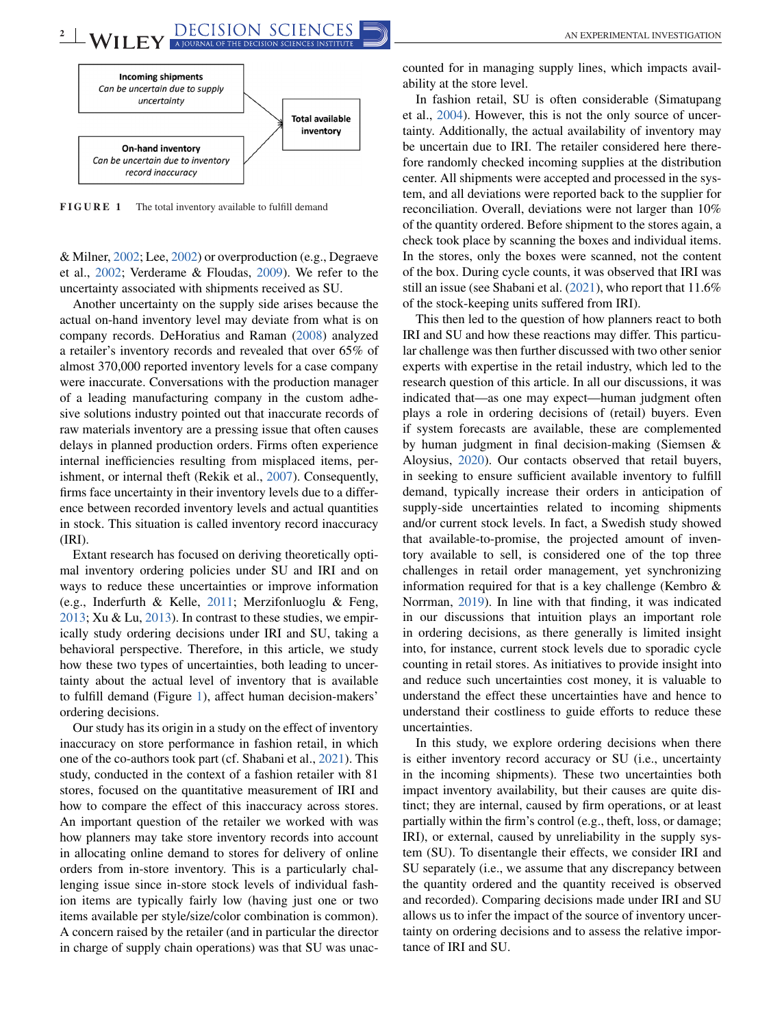Incoming shipments
*Can be uncertain due to supply uncertainty*

On-hand inventory
*Can be uncertain due to inventory record inaccuracy*

Total available inventory

**FIGURE 1** The total inventory available to fulfill demand

& Milner, 2002; Lee, 2002) or overproduction (e.g., Degraeve et al., 2002; Verderame & Floudas, 2009). We refer to the uncertainty associated with shipments received as SU.

Another uncertainty on the supply side arises because the actual on-hand inventory level may deviate from what is on company records. DeHoratius and Raman (2008) analyzed a retailer's inventory records and revealed that over 65% of almost 370,000 reported inventory levels for a case company were inaccurate. Conversations with the production manager of a leading manufacturing company in the custom adhesive solutions industry pointed out that inaccurate records of raw materials inventory are a pressing issue that often causes delays in planned production orders. Firms often experience internal inefficiencies resulting from misplaced items, perishment, or internal theft (Rekik et al., 2007). Consequently, firms face uncertainty in their inventory levels due to a difference between recorded inventory levels and actual quantities in stock. This situation is called inventory record inaccuracy (IRI).

Extant research has focused on deriving theoretically optimal inventory ordering policies under SU and IRI and on ways to reduce these uncertainties or improve information (e.g., Inderfurth & Kelle, 2011; Merzifonluoglu & Feng, 2013; Xu & Lu, 2013). In contrast to these studies, we empirically study ordering decisions under IRI and SU, taking a behavioral perspective. Therefore, in this article, we study how these two types of uncertainties, both leading to uncertainty about the actual level of inventory that is available to fulfill demand (Figure 1), affect human decision-makers' ordering decisions.

Our study has its origin in a study on the effect of inventory inaccuracy on store performance in fashion retail, in which one of the co-authors took part (cf. Shabani et al., 2021). This study, conducted in the context of a fashion retailer with 81 stores, focused on the quantitative measurement of IRI and how to compare the effect of this inaccuracy across stores. An important question of the retailer we worked with was how planners may take store inventory records into account in allocating online demand to stores for delivery of online orders from in-store inventory. This is a particularly challenging issue since in-store stock levels of individual fashion items are typically fairly low (having just one or two items available per style/size/color combination is common). A concern raised by the retailer (and in particular the director in charge of supply chain operations) was that SU was unaccounted for in managing supply lines, which impacts availability at the store level.

In fashion retail, SU is often considerable (Simatupang et al., 2004). However, this is not the only source of uncertainty. Additionally, the actual availability of inventory may be uncertain due to IRI. The retailer considered here therefore randomly checked incoming supplies at the distribution center. All shipments were accepted and processed in the system, and all deviations were reported back to the supplier for reconciliation. Overall, deviations were not larger than 10% of the quantity ordered. Before shipment to the stores again, a check took place by scanning the boxes and individual items. In the stores, only the boxes were scanned, not the content of the box. During cycle counts, it was observed that IRI was still an issue (see Shabani et al. (2021), who report that 11.6% of the stock-keeping units suffered from IRI).

This then led to the question of how planners react to both IRI and SU and how these reactions may differ. This particular challenge was then further discussed with two other senior experts with expertise in the retail industry, which led to the research question of this article. In all our discussions, it was indicated that—as one may expect—human judgment often plays a role in ordering decisions of (retail) buyers. Even if system forecasts are available, these are complemented by human judgment in final decision-making (Siemsen & Aloysius, 2020). Our contacts observed that retail buyers, in seeking to ensure sufficient available inventory to fulfill demand, typically increase their orders in anticipation of supply-side uncertainties related to incoming shipments and/or current stock levels. In fact, a Swedish study showed that available-to-promise, the projected amount of inventory available to sell, is considered one of the top three challenges in retail order management, yet synchronizing information required for that is a key challenge (Kembro & Norrman, 2019). In line with that finding, it was indicated in our discussions that intuition plays an important role in ordering decisions, as there generally is limited insight into, for instance, current stock levels due to sporadic cycle counting in retail stores. As initiatives to provide insight into and reduce such uncertainties cost money, it is valuable to understand the effect these uncertainties have and hence to understand their costliness to guide efforts to reduce these uncertainties.

In this study, we explore ordering decisions when there is either inventory record accuracy or SU (i.e., uncertainty in the incoming shipments). These two uncertainties both impact inventory availability, but their causes are quite distinct; they are internal, caused by firm operations, or at least partially within the firm's control (e.g., theft, loss, or damage; IRI), or external, caused by unreliability in the supply system (SU). To disentangle their effects, we consider IRI and SU separately (i.e., we assume that any discrepancy between the quantity ordered and the quantity received is observed and recorded). Comparing decisions made under IRI and SU allows us to infer the impact of the source of inventory uncertainty on ordering decisions and to assess the relative importance of IRI and SU.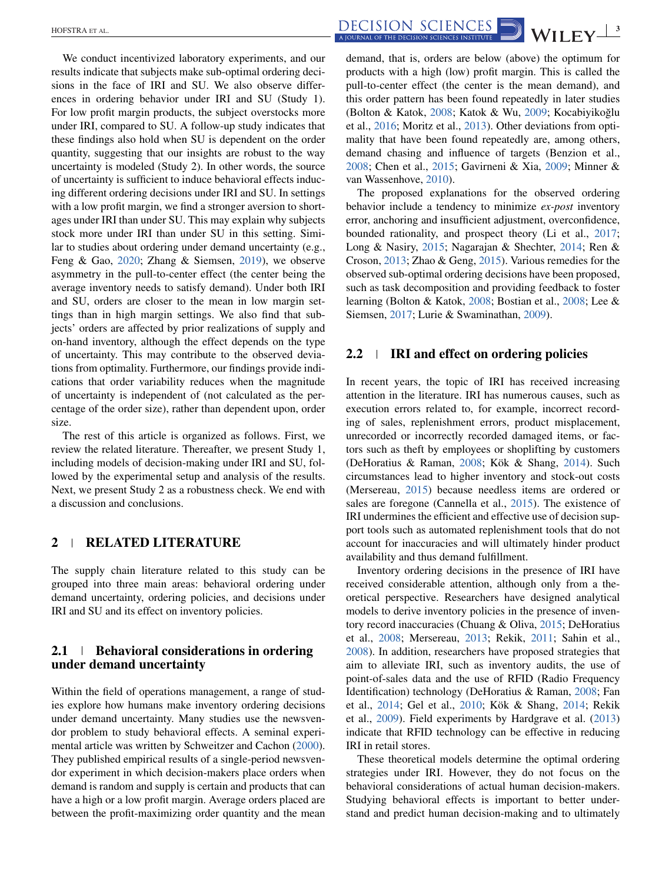We conduct incentivized laboratory experiments, and our results indicate that subjects make sub-optimal ordering decisions in the face of IRI and SU. We also observe differences in ordering behavior under IRI and SU (Study 1). For low profit margin products, the subject overstocks more under IRI, compared to SU. A follow-up study indicates that these findings also hold when SU is dependent on the order quantity, suggesting that our insights are robust to the way uncertainty is modeled (Study 2). In other words, the source of uncertainty is sufficient to induce behavioral effects inducing different ordering decisions under IRI and SU. In settings with a low profit margin, we find a stronger aversion to shortages under IRI than under SU. This may explain why subjects stock more under IRI than under SU in this setting. Similar to studies about ordering under demand uncertainty (e.g., Feng & Gao, 2020; Zhang & Siemsen, 2019), we observe asymmetry in the pull-to-center effect (the center being the average inventory needs to satisfy demand). Under both IRI and SU, orders are closer to the mean in low margin settings than in high margin settings. We also find that subjects' orders are affected by prior realizations of supply and on-hand inventory, although the effect depends on the type of uncertainty. This may contribute to the observed deviations from optimality. Furthermore, our findings provide indications that order variability reduces when the magnitude of uncertainty is independent of (not calculated as the percentage of the order size), rather than dependent upon, order size.

The rest of this article is organized as follows. First, we review the related literature. Thereafter, we present Study 1, including models of decision-making under IRI and SU, followed by the experimental setup and analysis of the results. Next, we present Study 2 as a robustness check. We end with a discussion and conclusions.

# 2 | RELATED LITERATURE

The supply chain literature related to this study can be grouped into three main areas: behavioral ordering under demand uncertainty, ordering policies, and decisions under IRI and SU and its effect on inventory policies.

## 2.1 | Behavioral considerations in ordering under demand uncertainty

Within the field of operations management, a range of studies explore how humans make inventory ordering decisions under demand uncertainty. Many studies use the newsvendor problem to study behavioral effects. A seminal experimental article was written by Schweitzer and Cachon (2000). They published empirical results of a single-period newsvendor experiment in which decision-makers place orders when demand is random and supply is certain and products that can have a high or a low profit margin. Average orders placed are between the profit-maximizing order quantity and the mean demand, that is, orders are below (above) the optimum for products with a high (low) profit margin. This is called the pull-to-center effect (the center is the mean demand), and this order pattern has been found repeatedly in later studies (Bolton & Katok, 2008; Katok & Wu, 2009; Kocabiyikoğlu et al., 2016; Moritz et al., 2013). Other deviations from optimality that have been found repeatedly are, among others, demand chasing and influence of targets (Benzion et al., 2008; Chen et al., 2015; Gavirneni & Xia, 2009; Minner & van Wassenhove, 2010).

The proposed explanations for the observed ordering behavior include a tendency to minimize *ex-post* inventory error, anchoring and insufficient adjustment, overconfidence, bounded rationality, and prospect theory (Li et al., 2017; Long & Nasiry, 2015; Nagarajan & Shechter, 2014; Ren & Croson, 2013; Zhao & Geng, 2015). Various remedies for the observed sub-optimal ordering decisions have been proposed, such as task decomposition and providing feedback to foster learning (Bolton & Katok, 2008; Bostian et al., 2008; Lee & Siemsen, 2017; Lurie & Swaminathan, 2009).

## 2.2 | IRI and effect on ordering policies

In recent years, the topic of IRI has received increasing attention in the literature. IRI has numerous causes, such as execution errors related to, for example, incorrect recording of sales, replenishment errors, product misplacement, unrecorded or incorrectly recorded damaged items, or factors such as theft by employees or shoplifting by customers (DeHoratius & Raman, 2008; Kök & Shang, 2014). Such circumstances lead to higher inventory and stock-out costs (Mersereau, 2015) because needless items are ordered or sales are foregone (Cannella et al., 2015). The existence of IRI undermines the efficient and effective use of decision support tools such as automated replenishment tools that do not account for inaccuracies and will ultimately hinder product availability and thus demand fulfillment.

Inventory ordering decisions in the presence of IRI have received considerable attention, although only from a theoretical perspective. Researchers have designed analytical models to derive inventory policies in the presence of inventory record inaccuracies (Chuang & Oliva, 2015; DeHoratius et al., 2008; Mersereau, 2013; Rekik, 2011; Sahin et al., 2008). In addition, researchers have proposed strategies that aim to alleviate IRI, such as inventory audits, the use of point-of-sales data and the use of RFID (Radio Frequency Identification) technology (DeHoratius & Raman, 2008; Fan et al., 2014; Gel et al., 2010; Kök & Shang, 2014; Rekik et al., 2009). Field experiments by Hardgrave et al. (2013) indicate that RFID technology can be effective in reducing IRI in retail stores.

These theoretical models determine the optimal ordering strategies under IRI. However, they do not focus on the behavioral considerations of actual human decision-makers. Studying behavioral effects is important to better understand and predict human decision-making and to ultimately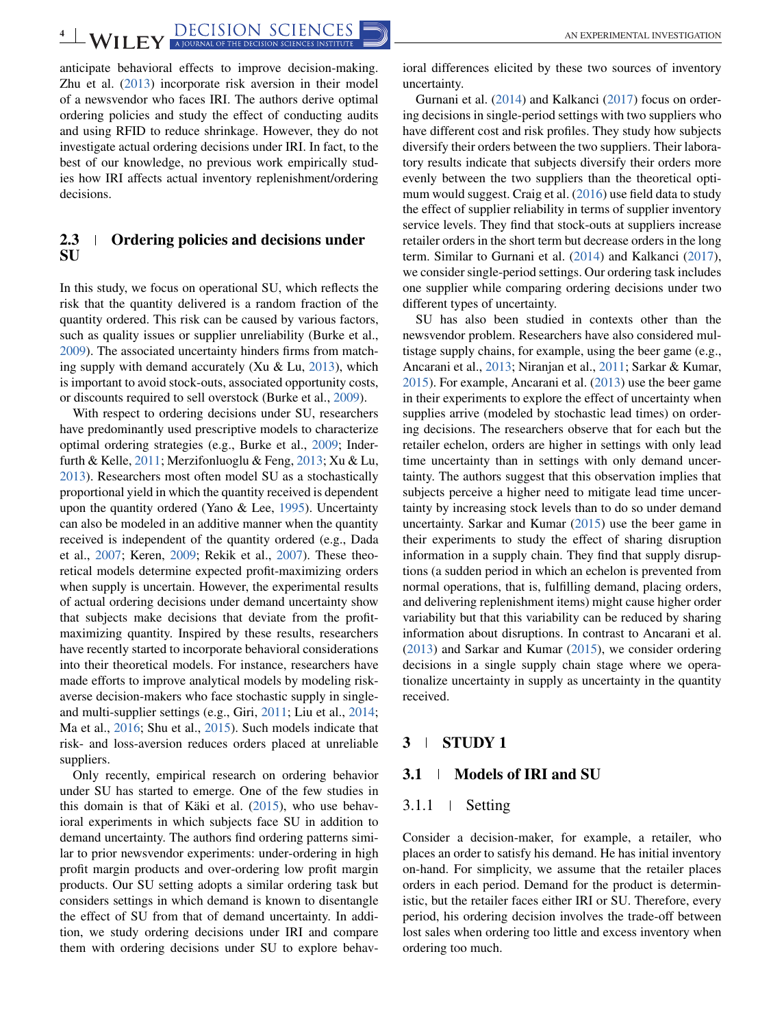anticipate behavioral effects to improve decision-making. Zhu et al. (2013) incorporate risk aversion in their model of a newsvendor who faces IRI. The authors derive optimal ordering policies and study the effect of conducting audits and using RFID to reduce shrinkage. However, they do not investigate actual ordering decisions under IRI. In fact, to the best of our knowledge, no previous work empirically studies how IRI affects actual inventory replenishment/ordering decisions.

## 2.3 | Ordering policies and decisions under SU

In this study, we focus on operational SU, which reflects the risk that the quantity delivered is a random fraction of the quantity ordered. This risk can be caused by various factors, such as quality issues or supplier unreliability (Burke et al., 2009). The associated uncertainty hinders firms from matching supply with demand accurately (Xu & Lu, 2013), which is important to avoid stock-outs, associated opportunity costs, or discounts required to sell overstock (Burke et al., 2009).

With respect to ordering decisions under SU, researchers have predominantly used prescriptive models to characterize optimal ordering strategies (e.g., Burke et al., 2009; Inderfurth & Kelle, 2011; Merzifonluoglu & Feng, 2013; Xu & Lu, 2013). Researchers most often model SU as a stochastically proportional yield in which the quantity received is dependent upon the quantity ordered (Yano & Lee, 1995). Uncertainty can also be modeled in an additive manner when the quantity received is independent of the quantity ordered (e.g., Dada et al., 2007; Keren, 2009; Rekik et al., 2007). These theoretical models determine expected profit-maximizing orders when supply is uncertain. However, the experimental results of actual ordering decisions under demand uncertainty show that subjects make decisions that deviate from the profit-maximizing quantity. Inspired by these results, researchers have recently started to incorporate behavioral considerations into their theoretical models. For instance, researchers have made efforts to improve analytical models by modeling risk-averse decision-makers who face stochastic supply in single- and multi-supplier settings (e.g., Giri, 2011; Liu et al., 2014; Ma et al., 2016; Shu et al., 2015). Such models indicate that risk- and loss-aversion reduces orders placed at unreliable suppliers.

Only recently, empirical research on ordering behavior under SU has started to emerge. One of the few studies in this domain is that of Käki et al. (2015), who use behavioral experiments in which subjects face SU in addition to demand uncertainty. The authors find ordering patterns similar to prior newsvendor experiments: under-ordering in high profit margin products and over-ordering low profit margin products. Our SU setting adopts a similar ordering task but considers settings in which demand is known to disentangle the effect of SU from that of demand uncertainty. In addition, we study ordering decisions under IRI and compare them with ordering decisions under SU to explore behavioral differences elicited by these two sources of inventory uncertainty.

Gurnani et al. (2014) and Kalkanci (2017) focus on ordering decisions in single-period settings with two suppliers who have different cost and risk profiles. They study how subjects diversify their orders between the two suppliers. Their laboratory results indicate that subjects diversify their orders more evenly between the two suppliers than the theoretical optimum would suggest. Craig et al. (2016) use field data to study the effect of supplier reliability in terms of supplier inventory service levels. They find that stock-outs at suppliers increase retailer orders in the short term but decrease orders in the long term. Similar to Gurnani et al. (2014) and Kalkanci (2017), we consider single-period settings. Our ordering task includes one supplier while comparing ordering decisions under two different types of uncertainty.

SU has also been studied in contexts other than the newsvendor problem. Researchers have also considered multistage supply chains, for example, using the beer game (e.g., Ancarani et al., 2013; Niranjan et al., 2011; Sarkar & Kumar, 2015). For example, Ancarani et al. (2013) use the beer game in their experiments to explore the effect of uncertainty when supplies arrive (modeled by stochastic lead times) on ordering decisions. The researchers observe that for each but the retailer echelon, orders are higher in settings with only lead time uncertainty than in settings with only demand uncertainty. The authors suggest that this observation implies that subjects perceive a higher need to mitigate lead time uncertainty by increasing stock levels than to do so under demand uncertainty. Sarkar and Kumar (2015) use the beer game in their experiments to study the effect of sharing disruption information in a supply chain. They find that supply disruptions (a sudden period in which an echelon is prevented from normal operations, that is, fulfilling demand, placing orders, and delivering replenishment items) might cause higher order variability but that this variability can be reduced by sharing information about disruptions. In contrast to Ancarani et al. (2013) and Sarkar and Kumar (2015), we consider ordering decisions in a single supply chain stage where we operationalize uncertainty in supply as uncertainty in the quantity received.

# 3 | STUDY 1

## 3.1 | Models of IRI and SU

### 3.1.1 | Setting

Consider a decision-maker, for example, a retailer, who places an order to satisfy his demand. He has initial inventory on-hand. For simplicity, we assume that the retailer places orders in each period. Demand for the product is deterministic, but the retailer faces either IRI or SU. Therefore, every period, his ordering decision involves the trade-off between lost sales when ordering too little and excess inventory when ordering too much.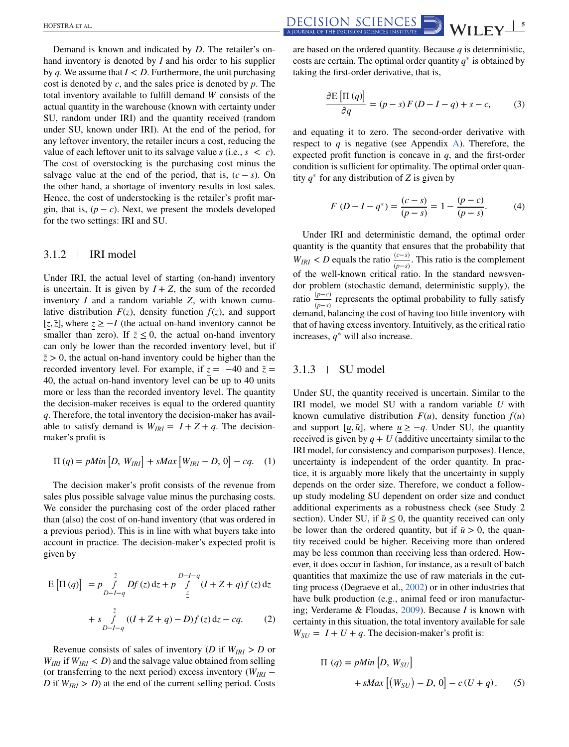Demand is known and indicated by $D$. The retailer's on-hand inventory is denoted by $I$ and his order to his supplier by $q$. We assume that $I < D$. Furthermore, the unit purchasing cost is denoted by $c$, and the sales price is denoted by $p$. The total inventory available to fulfill demand $W$ consists of the actual quantity in the warehouse (known with certainty under SU, random under IRI) and the quantity received (random under SU, known under IRI). At the end of the period, for any leftover inventory, the retailer incurs a cost, reducing the value of each leftover unit to its salvage value $s$ (i.e., $s < c$). The cost of overstocking is the purchasing cost minus the salvage value at the end of the period, that is, $(c - s)$. On the other hand, a shortage of inventory results in lost sales. Hence, the cost of understocking is the retailer's profit margin, that is, $(p - c)$. Next, we present the models developed for the two settings: IRI and SU.

### 3.1.2 | IRI model

Under IRI, the actual level of starting (on-hand) inventory is uncertain. It is given by $I + Z$, the sum of the recorded inventory $I$ and a random variable $Z$, with known cumulative distribution $F(z)$, density function $f(z)$, and support $[\underline{z}, \bar{z}]$, where $\underline{z} \geq -I$ (the actual on-hand inventory cannot be smaller than zero). If $\bar{z} \leq 0$, the actual on-hand inventory can only be lower than the recorded inventory level, but if $\bar{z} > 0$, the actual on-hand inventory could be higher than the recorded inventory level. For example, if $\underline{z} = -40$ and $\bar{z} = 40$, the actual on-hand inventory level can be up to 40 units more or less than the recorded inventory level. The quantity the decision-maker receives is equal to the ordered quantity $q$. Therefore, the total inventory the decision-maker has available to satisfy demand is $W_{IRI} = I + Z + q$. The decision-maker's profit is

$$\Pi(q) = pMin\left[D,\ W_{IRI}\right] + sMax\left[W_{IRI} - D,\ 0\right] - cq. \quad (1)$$

The decision maker's profit consists of the revenue from sales plus possible salvage value minus the purchasing costs. We consider the purchasing cost of the order placed rather than (also) the cost of on-hand inventory (that was ordered in a previous period). This is in line with what buyers take into account in practice. The decision-maker's expected profit is given by

$$\begin{aligned}\mathrm{E}\left[\Pi(q)\right] &= p\int_{D-I-q}^{\bar{z}} Df(z)\,\mathrm{d}z + p\int_{\underline{z}}^{D-I-q} (I + Z + q)f(z)\,\mathrm{d}z \\ &\quad + s\int_{D-I-q}^{\bar{z}} ((I + Z + q) - D)f(z)\,\mathrm{d}z - cq. \quad (2)\end{aligned}$$

Revenue consists of sales of inventory ($D$ if $W_{IRI} > D$ or $W_{IRI}$ if $W_{IRI} < D$) and the salvage value obtained from selling (or transferring to the next period) excess inventory ($W_{IRI} - D$ if $W_{IRI} > D$) at the end of the current selling period. Costs are based on the ordered quantity. Because $q$ is deterministic, costs are certain. The optimal order quantity $q^*$ is obtained by taking the first-order derivative, that is,

$$\frac{\partial \mathrm{E}\left[\Pi(q)\right]}{\partial q} = (p - s)F(D - I - q) + s - c, \quad (3)$$

and equating it to zero. The second-order derivative with respect to $q$ is negative (see Appendix A). Therefore, the expected profit function is concave in $q$, and the first-order condition is sufficient for optimality. The optimal order quantity $q^*$ for any distribution of $Z$ is given by

$$F\left(D - I - q^*\right) = \frac{(c - s)}{(p - s)} = 1 - \frac{(p - c)}{(p - s)}. \quad (4)$$

Under IRI and deterministic demand, the optimal order quantity is the quantity that ensures that the probability that $W_{IRI} < D$ equals the ratio $\frac{(c-s)}{(p-s)}$. This ratio is the complement of the well-known critical ratio. In the standard newsvendor problem (stochastic demand, deterministic supply), the ratio $\frac{(p-c)}{(p-s)}$ represents the optimal probability to fully satisfy demand, balancing the cost of having too little inventory with that of having excess inventory. Intuitively, as the critical ratio increases, $q^*$ will also increase.

### 3.1.3 | SU model

Under SU, the quantity received is uncertain. Similar to the IRI model, we model SU with a random variable $U$ with known cumulative distribution $F(u)$, density function $f(u)$ and support $[\underline{u}, \bar{u}]$, where $\underline{u} \geq -q$. Under SU, the quantity received is given by $q + U$ (additive uncertainty similar to the IRI model, for consistency and comparison purposes). Hence, uncertainty is independent of the order quantity. In practice, it is arguably more likely that the uncertainty in supply depends on the order size. Therefore, we conduct a follow-up study modeling SU dependent on order size and conduct additional experiments as a robustness check (see Study 2 section). Under SU, if $\bar{u} \leq 0$, the quantity received can only be lower than the ordered quantity, but if $\bar{u} > 0$, the quantity received could be higher. Receiving more than ordered may be less common than receiving less than ordered. However, it does occur in fashion, for instance, as a result of batch quantities that maximize the use of raw materials in the cutting process (Degraeve et al., 2002) or in other industries that have bulk production (e.g., animal feed or iron manufacturing; Verderame & Floudas, 2009). Because $I$ is known with certainty in this situation, the total inventory available for sale $W_{SU} = I + U + q$. The decision-maker's profit is:

$$\begin{aligned}\Pi(q) &= pMin\left[D,\ W_{SU}\right] \\ &\quad + sMax\left[\left(W_{SU}\right) - D,\ 0\right] - c\,(U + q). \quad (5)\end{aligned}$$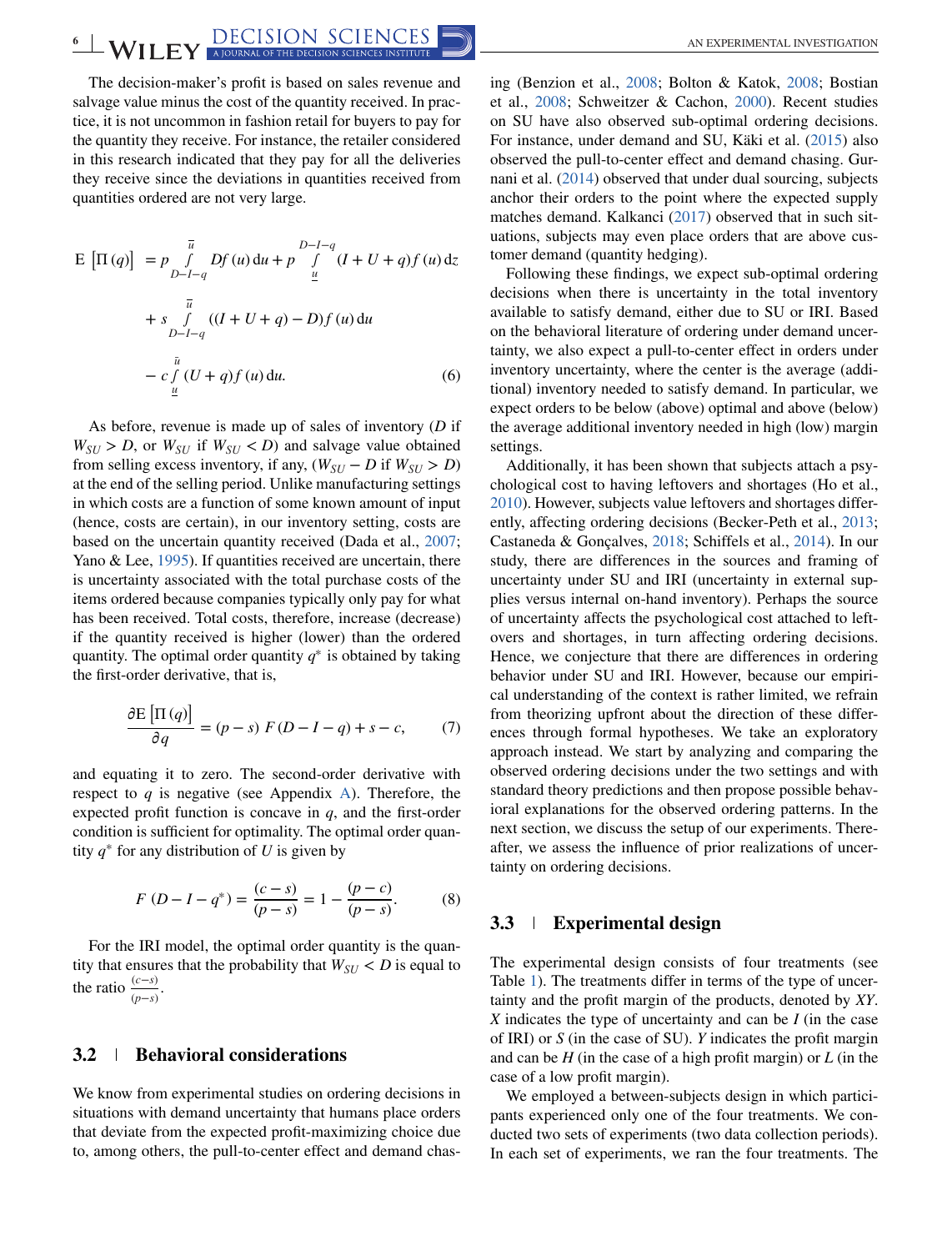The decision-maker's profit is based on sales revenue and salvage value minus the cost of the quantity received. In practice, it is not uncommon in fashion retail for buyers to pay for the quantity they receive. For instance, the retailer considered in this research indicated that they pay for all the deliveries they receive since the deviations in quantities received from quantities ordered are not very large.

$$
\begin{aligned}
\mathrm{E}\left[\Pi(q)\right] &= p \int_{D-I-q}^{\bar{u}} D f(u)\,\mathrm{d}u + p \int_{\underline{u}}^{D-I-q} (I+U+q) f(u)\,\mathrm{d}z \\
&+ s \int_{D-I-q}^{\bar{u}} ((I+U+q)-D) f(u)\,\mathrm{d}u \\
&- c \int_{\underline{u}}^{\bar{u}} (U+q) f(u)\,\mathrm{d}u. \qquad (6)
\end{aligned}
$$

As before, revenue is made up of sales of inventory ($D$ if $W_{SU} > D$, or $W_{SU}$ if $W_{SU} < D$) and salvage value obtained from selling excess inventory, if any, ($W_{SU} - D$ if $W_{SU} > D$) at the end of the selling period. Unlike manufacturing settings in which costs are a function of some known amount of input (hence, costs are certain), in our inventory setting, costs are based on the uncertain quantity received (Dada et al., 2007; Yano & Lee, 1995). If quantities received are uncertain, there is uncertainty associated with the total purchase costs of the items ordered because companies typically only pay for what has been received. Total costs, therefore, increase (decrease) if the quantity received is higher (lower) than the ordered quantity. The optimal order quantity $q^*$ is obtained by taking the first-order derivative, that is,

$$
\frac{\partial \mathrm{E}\left[\Pi(q)\right]}{\partial q} = (p-s)\, F(D-I-q) + s - c, \qquad (7)
$$

and equating it to zero. The second-order derivative with respect to $q$ is negative (see Appendix A). Therefore, the expected profit function is concave in $q$, and the first-order condition is sufficient for optimality. The optimal order quantity $q^*$ for any distribution of $U$ is given by

$$
F(D-I-q^*) = \frac{(c-s)}{(p-s)} = 1 - \frac{(p-c)}{(p-s)}. \qquad (8)
$$

For the IRI model, the optimal order quantity is the quantity that ensures that the probability that $W_{SU} < D$ is equal to the ratio $\frac{(c-s)}{(p-s)}$.

## 3.2 | Behavioral considerations

We know from experimental studies on ordering decisions in situations with demand uncertainty that humans place orders that deviate from the expected profit-maximizing choice due to, among others, the pull-to-center effect and demand chasing (Benzion et al., 2008; Bolton & Katok, 2008; Bostian et al., 2008; Schweitzer & Cachon, 2000). Recent studies on SU have also observed sub-optimal ordering decisions. For instance, under demand and SU, Käki et al. (2015) also observed the pull-to-center effect and demand chasing. Gurnani et al. (2014) observed that under dual sourcing, subjects anchor their orders to the point where the expected supply matches demand. Kalkanci (2017) observed that in such situations, subjects may even place orders that are above customer demand (quantity hedging).

Following these findings, we expect sub-optimal ordering decisions when there is uncertainty in the total inventory available to satisfy demand, either due to SU or IRI. Based on the behavioral literature of ordering under demand uncertainty, we also expect a pull-to-center effect in orders under inventory uncertainty, where the center is the average (additional) inventory needed to satisfy demand. In particular, we expect orders to be below (above) optimal and above (below) the average additional inventory needed in high (low) margin settings.

Additionally, it has been shown that subjects attach a psychological cost to having leftovers and shortages (Ho et al., 2010). However, subjects value leftovers and shortages differently, affecting ordering decisions (Becker-Peth et al., 2013; Castaneda & Gonçalves, 2018; Schiffels et al., 2014). In our study, there are differences in the sources and framing of uncertainty under SU and IRI (uncertainty in external supplies versus internal on-hand inventory). Perhaps the source of uncertainty affects the psychological cost attached to leftovers and shortages, in turn affecting ordering decisions. Hence, we conjecture that there are differences in ordering behavior under SU and IRI. However, because our empirical understanding of the context is rather limited, we refrain from theorizing upfront about the direction of these differences through formal hypotheses. We take an exploratory approach instead. We start by analyzing and comparing the observed ordering decisions under the two settings and with standard theory predictions and then propose possible behavioral explanations for the observed ordering patterns. In the next section, we discuss the setup of our experiments. Thereafter, we assess the influence of prior realizations of uncertainty on ordering decisions.

## 3.3 | Experimental design

The experimental design consists of four treatments (see Table 1). The treatments differ in terms of the type of uncertainty and the profit margin of the products, denoted by $XY$. $X$ indicates the type of uncertainty and can be $I$ (in the case of IRI) or $S$ (in the case of SU). $Y$ indicates the profit margin and can be $H$ (in the case of a high profit margin) or $L$ (in the case of a low profit margin).

We employed a between-subjects design in which participants experienced only one of the four treatments. We conducted two sets of experiments (two data collection periods). In each set of experiments, we ran the four treatments. The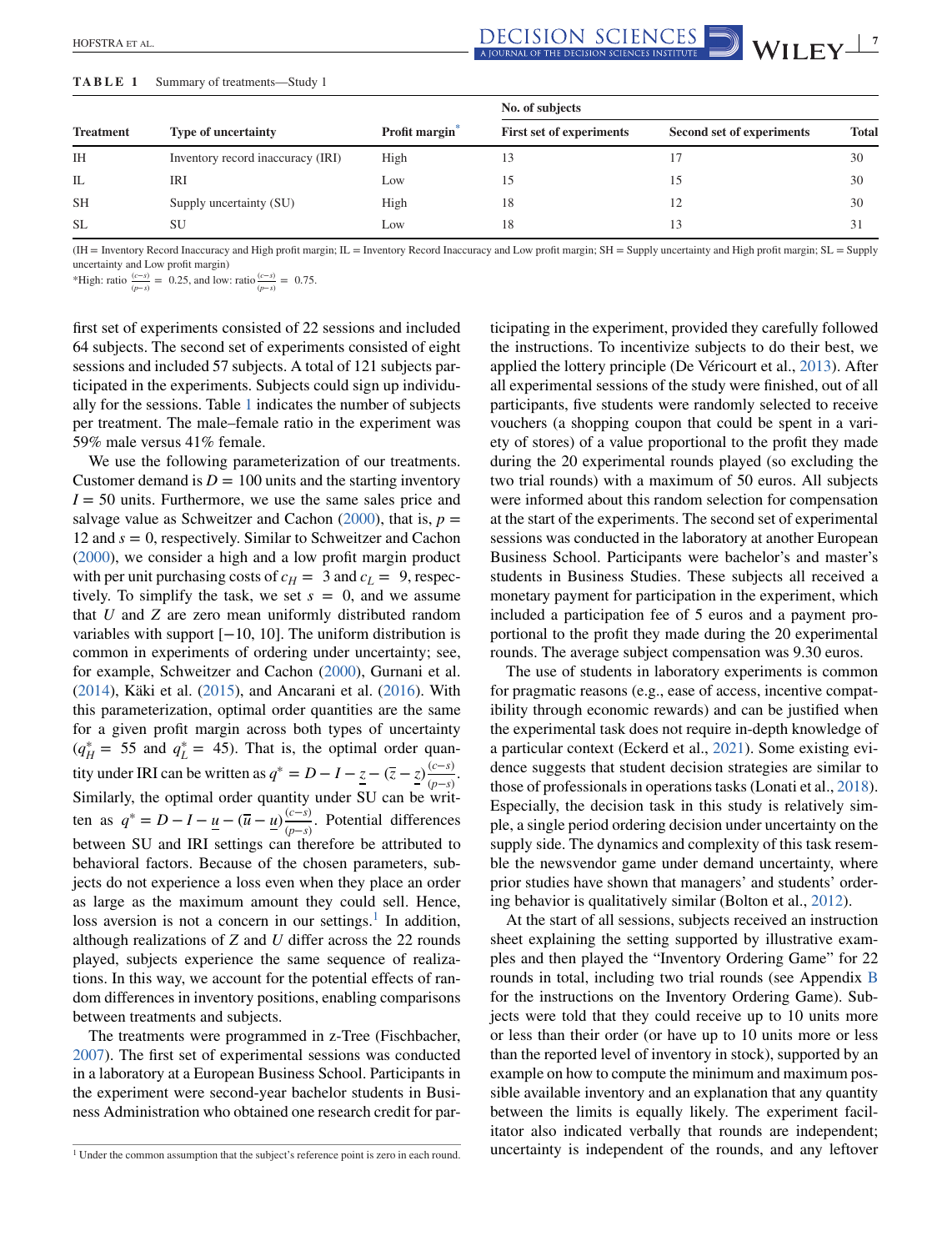**TABLE 1** Summary of treatments—Study 1

| Treatment | Type of uncertainty | Profit margin* | No. of subjects | | |
|---|---|---|---|---|---|
| | | | First set of experiments | Second set of experiments | Total |
| IH | Inventory record inaccuracy (IRI) | High | 13 | 17 | 30 |
| IL | IRI | Low | 15 | 15 | 30 |
| SH | Supply uncertainty (SU) | High | 18 | 12 | 30 |
| SL | SU | Low | 18 | 13 | 31 |

(IH = Inventory Record Inaccuracy and High profit margin; IL = Inventory Record Inaccuracy and Low profit margin; SH = Supply uncertainty and High profit margin; SL = Supply uncertainty and Low profit margin)

*High: ratio $\frac{(c-s)}{(p-s)} = 0.25$, and low: ratio $\frac{(c-s)}{(p-s)} = 0.75$.

first set of experiments consisted of 22 sessions and included 64 subjects. The second set of experiments consisted of eight sessions and included 57 subjects. A total of 121 subjects participated in the experiments. Subjects could sign up individually for the sessions. Table 1 indicates the number of subjects per treatment. The male–female ratio in the experiment was 59% male versus 41% female.

We use the following parameterization of our treatments. Customer demand is $D = 100$ units and the starting inventory $I = 50$ units. Furthermore, we use the same sales price and salvage value as Schweitzer and Cachon (2000), that is, $p = 12$ and $s = 0$, respectively. Similar to Schweitzer and Cachon (2000), we consider a high and a low profit margin product with per unit purchasing costs of $c_H = 3$ and $c_L = 9$, respectively. To simplify the task, we set $s = 0$, and we assume that $U$ and $Z$ are zero mean uniformly distributed random variables with support $[-10, 10]$. The uniform distribution is common in experiments of ordering under uncertainty; see, for example, Schweitzer and Cachon (2000), Gurnani et al. (2014), Käki et al. (2015), and Ancarani et al. (2016). With this parameterization, optimal order quantities are the same for a given profit margin across both types of uncertainty ($q_H^* = 55$ and $q_L^* = 45$). That is, the optimal order quantity under IRI can be written as $q^* = D - I - \underline{z} - (\overline{z} - \underline{z})\frac{(c-s)}{(p-s)}$. Similarly, the optimal order quantity under SU can be written as $q^* = D - I - \underline{u} - (\overline{u} - \underline{u})\frac{(c-s)}{(p-s)}$. Potential differences between SU and IRI settings can therefore be attributed to behavioral factors. Because of the chosen parameters, subjects do not experience a loss even when they place an order as large as the maximum amount they could sell. Hence, loss aversion is not a concern in our settings.[1] In addition, although realizations of $Z$ and $U$ differ across the 22 rounds played, subjects experience the same sequence of realizations. In this way, we account for the potential effects of random differences in inventory positions, enabling comparisons between treatments and subjects.

The treatments were programmed in z-Tree (Fischbacher, 2007). The first set of experimental sessions was conducted in a laboratory at a European Business School. Participants in the experiment were second-year bachelor students in Business Administration who obtained one research credit for participating in the experiment, provided they carefully followed the instructions. To incentivize subjects to do their best, we applied the lottery principle (De Véricourt et al., 2013). After all experimental sessions of the study were finished, out of all participants, five students were randomly selected to receive vouchers (a shopping coupon that could be spent in a variety of stores) of a value proportional to the profit they made during the 20 experimental rounds played (so excluding the two trial rounds) with a maximum of 50 euros. All subjects were informed about this random selection for compensation at the start of the experiments. The second set of experimental sessions was conducted in the laboratory at another European Business School. Participants were bachelor's and master's students in Business Studies. These subjects all received a monetary payment for participation in the experiment, which included a participation fee of 5 euros and a payment proportional to the profit they made during the 20 experimental rounds. The average subject compensation was 9.30 euros.

The use of students in laboratory experiments is common for pragmatic reasons (e.g., ease of access, incentive compatibility through economic rewards) and can be justified when the experimental task does not require in-depth knowledge of a particular context (Eckerd et al., 2021). Some existing evidence suggests that student decision strategies are similar to those of professionals in operations tasks (Lonati et al., 2018). Especially, the decision task in this study is relatively simple, a single period ordering decision under uncertainty on the supply side. The dynamics and complexity of this task resemble the newsvendor game under demand uncertainty, where prior studies have shown that managers' and students' ordering behavior is qualitatively similar (Bolton et al., 2012).

At the start of all sessions, subjects received an instruction sheet explaining the setting supported by illustrative examples and then played the "Inventory Ordering Game" for 22 rounds in total, including two trial rounds (see Appendix B for the instructions on the Inventory Ordering Game). Subjects were told that they could receive up to 10 units more or less than their order (or have up to 10 units more or less than the reported level of inventory in stock), supported by an example on how to compute the minimum and maximum possible available inventory and an explanation that any quantity between the limits is equally likely. The experiment facilitator also indicated verbally that rounds are independent; uncertainty is independent of the rounds, and any leftover

[1] Under the common assumption that the subject's reference point is zero in each round.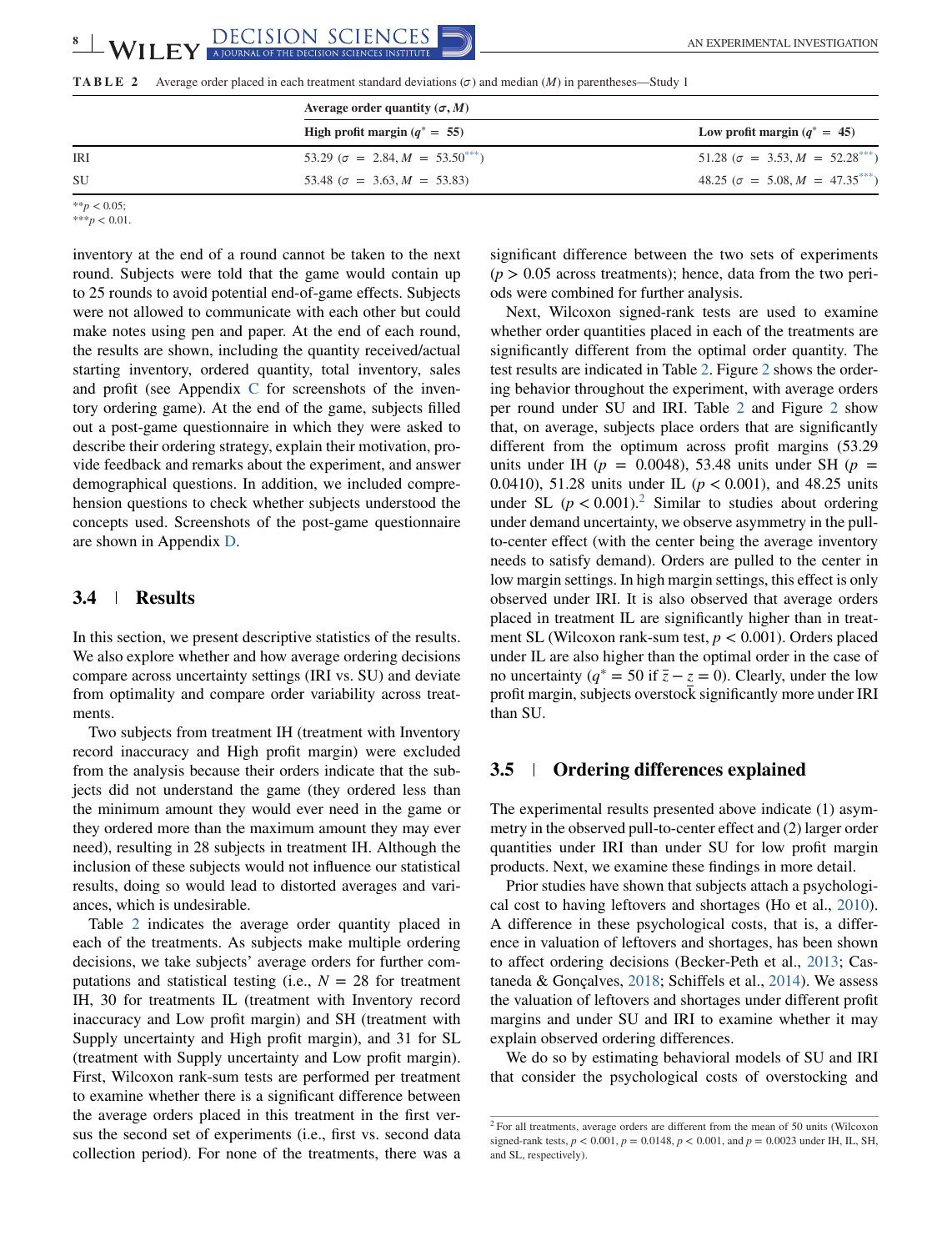**TABLE 2** Average order placed in each treatment standard deviations ($\sigma$) and median ($M$) in parentheses—Study 1

| | Average order quantity ($\sigma, M$) | |
|---|---|---|
| | High profit margin ($q^* = 55$) | Low profit margin ($q^* = 45$) |
| IRI | 53.29 ($\sigma = 2.84, M = 53.50^{***}$) | 51.28 ($\sigma = 3.53, M = 52.28^{***}$) |
| SU | 53.48 ($\sigma = 3.63, M = 53.83$) | 48.25 ($\sigma = 5.08, M = 47.35^{***}$) |

**$p < 0.05$;
***$p < 0.01$.

inventory at the end of a round cannot be taken to the next round. Subjects were told that the game would contain up to 25 rounds to avoid potential end-of-game effects. Subjects were not allowed to communicate with each other but could make notes using pen and paper. At the end of each round, the results are shown, including the quantity received/actual starting inventory, ordered quantity, total inventory, sales and profit (see Appendix C for screenshots of the inventory ordering game). At the end of the game, subjects filled out a post-game questionnaire in which they were asked to describe their ordering strategy, explain their motivation, provide feedback and remarks about the experiment, and answer demographical questions. In addition, we included comprehension questions to check whether subjects understood the concepts used. Screenshots of the post-game questionnaire are shown in Appendix D.

### 3.4 | Results

In this section, we present descriptive statistics of the results. We also explore whether and how average ordering decisions compare across uncertainty settings (IRI vs. SU) and deviate from optimality and compare order variability across treatments.

Two subjects from treatment IH (treatment with Inventory record inaccuracy and High profit margin) were excluded from the analysis because their orders indicate that the subjects did not understand the game (they ordered less than the minimum amount they would ever need in the game or they ordered more than the maximum amount they may ever need), resulting in 28 subjects in treatment IH. Although the inclusion of these subjects would not influence our statistical results, doing so would lead to distorted averages and variances, which is undesirable.

Table 2 indicates the average order quantity placed in each of the treatments. As subjects make multiple ordering decisions, we take subjects' average orders for further computations and statistical testing (i.e., $N = 28$ for treatment IH, 30 for treatments IL (treatment with Inventory record inaccuracy and Low profit margin) and SH (treatment with Supply uncertainty and High profit margin), and 31 for SL (treatment with Supply uncertainty and Low profit margin). First, Wilcoxon rank-sum tests are performed per treatment to examine whether there is a significant difference between the average orders placed in this treatment in the first versus the second set of experiments (i.e., first vs. second data collection period). For none of the treatments, there was a significant difference between the two sets of experiments ($p > 0.05$ across treatments); hence, data from the two periods were combined for further analysis.

Next, Wilcoxon signed-rank tests are used to examine whether order quantities placed in each of the treatments are significantly different from the optimal order quantity. The test results are indicated in Table 2. Figure 2 shows the ordering behavior throughout the experiment, with average orders per round under SU and IRI. Table 2 and Figure 2 show that, on average, subjects place orders that are significantly different from the optimum across profit margins (53.29 units under IH ($p = 0.0048$), 53.48 units under SH ($p = 0.0410$), 51.28 units under IL ($p < 0.001$), and 48.25 units under SL ($p < 0.001$).[2] Similar to studies about ordering under demand uncertainty, we observe asymmetry in the pull-to-center effect (with the center being the average inventory needs to satisfy demand). Orders are pulled to the center in low margin settings. In high margin settings, this effect is only observed under IRI. It is also observed that average orders placed in treatment IL are significantly higher than in treatment SL (Wilcoxon rank-sum test, $p < 0.001$). Orders placed under IL are also higher than the optimal order in the case of no uncertainty ($q^* = 50$ if $\bar{z} - \underline{z} = 0$). Clearly, under the low profit margin, subjects overstock significantly more under IRI than SU.

### 3.5 | Ordering differences explained

The experimental results presented above indicate (1) asymmetry in the observed pull-to-center effect and (2) larger order quantities under IRI than under SU for low profit margin products. Next, we examine these findings in more detail.

Prior studies have shown that subjects attach a psychological cost to having leftovers and shortages (Ho et al., 2010). A difference in these psychological costs, that is, a difference in valuation of leftovers and shortages, has been shown to affect ordering decisions (Becker-Peth et al., 2013; Castaneda & Gonçalves, 2018; Schiffels et al., 2014). We assess the valuation of leftovers and shortages under different profit margins and under SU and IRI to examine whether it may explain observed ordering differences.

We do so by estimating behavioral models of SU and IRI that consider the psychological costs of overstocking and

[2] For all treatments, average orders are different from the mean of 50 units (Wilcoxon signed-rank tests, $p < 0.001$, $p = 0.0148$, $p < 0.001$, and $p = 0.0023$ under IH, IL, SH, and SL, respectively).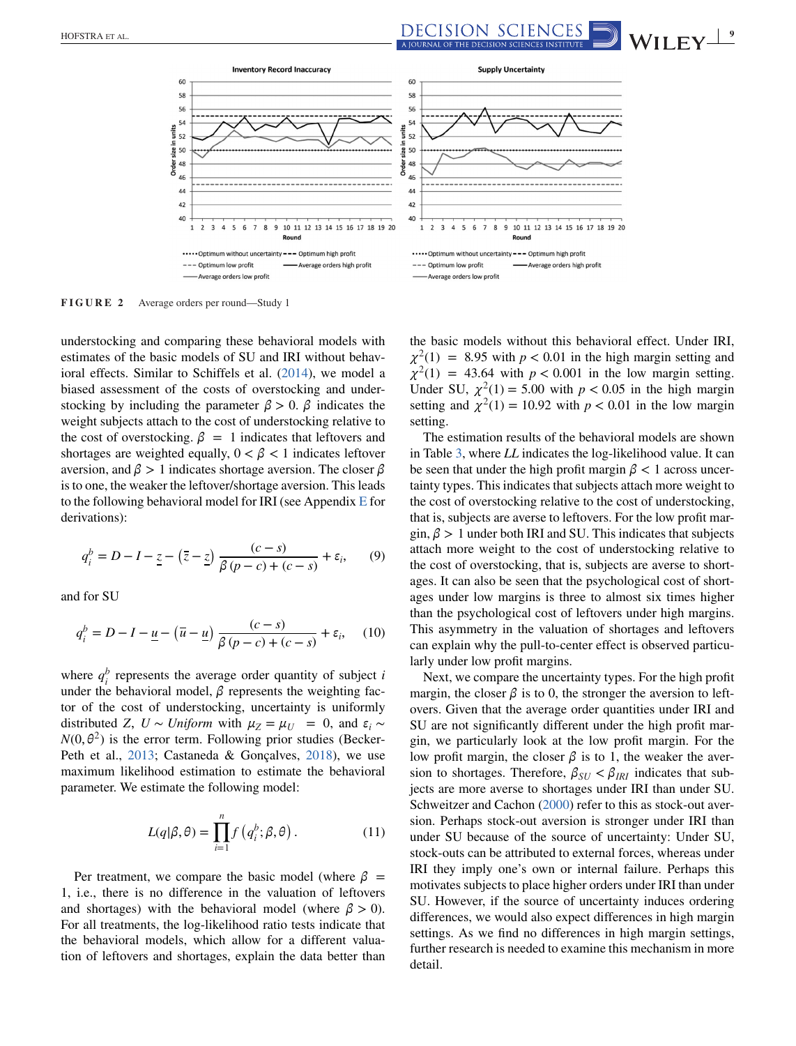**FIGURE 2** Average orders per round—Study 1

understocking and comparing these behavioral models with estimates of the basic models of SU and IRI without behavioral effects. Similar to Schiffels et al. (2014), we model a biased assessment of the costs of overstocking and understocking by including the parameter $\beta > 0$. $\beta$ indicates the weight subjects attach to the cost of understocking relative to the cost of overstocking. $\beta = 1$ indicates that leftovers and shortages are weighted equally, $0 < \beta < 1$ indicates leftover aversion, and $\beta > 1$ indicates shortage aversion. The closer $\beta$ is to one, the weaker the leftover/shortage aversion. This leads to the following behavioral model for IRI (see Appendix E for derivations):

$$q_i^b = D - I - \underline{z} - \left(\bar{z} - \underline{z}\right)\frac{(c-s)}{\beta(p-c)+(c-s)} + \varepsilon_i, \tag{9}$$

and for SU

$$q_i^b = D - I - \underline{u} - \left(\bar{u} - \underline{u}\right)\frac{(c-s)}{\beta(p-c)+(c-s)} + \varepsilon_i, \tag{10}$$

where $q_i^b$ represents the average order quantity of subject $i$ under the behavioral model, $\beta$ represents the weighting factor of the cost of understocking, uncertainty is uniformly distributed $Z$, $U \sim Uniform$ with $\mu_Z = \mu_U = 0$, and $\varepsilon_i \sim N(0, \theta^2)$ is the error term. Following prior studies (Becker-Peth et al., 2013; Castaneda & Gonçalves, 2018), we use maximum likelihood estimation to estimate the behavioral parameter. We estimate the following model:

$$L(q|\beta,\theta) = \prod_{i=1}^{n} f\left(q_i^b;\beta,\theta\right). \tag{11}$$

Per treatment, we compare the basic model (where $\beta = 1$, i.e., there is no difference in the valuation of leftovers and shortages) with the behavioral model (where $\beta > 0$). For all treatments, the log-likelihood ratio tests indicate that the behavioral models, which allow for a different valuation of leftovers and shortages, explain the data better than the basic models without this behavioral effect. Under IRI, $\chi^2(1) = 8.95$ with $p < 0.01$ in the high margin setting and $\chi^2(1) = 43.64$ with $p < 0.001$ in the low margin setting. Under SU, $\chi^2(1) = 5.00$ with $p < 0.05$ in the high margin setting and $\chi^2(1) = 10.92$ with $p < 0.01$ in the low margin setting.

The estimation results of the behavioral models are shown in Table 3, where *LL* indicates the log-likelihood value. It can be seen that under the high profit margin $\beta < 1$ across uncertainty types. This indicates that subjects attach more weight to the cost of overstocking relative to the cost of understocking, that is, subjects are averse to leftovers. For the low profit margin, $\beta > 1$ under both IRI and SU. This indicates that subjects attach more weight to the cost of understocking relative to the cost of overstocking, that is, subjects are averse to shortages. It can also be seen that the psychological cost of shortages under low margins is three to almost six times higher than the psychological cost of leftovers under high margins. This asymmetry in the valuation of shortages and leftovers can explain why the pull-to-center effect is observed particularly under low profit margins.

Next, we compare the uncertainty types. For the high profit margin, the closer $\beta$ is to 0, the stronger the aversion to leftovers. Given that the average order quantities under IRI and SU are not significantly different under the high profit margin, we particularly look at the low profit margin. For the low profit margin, the closer $\beta$ is to 1, the weaker the aversion to shortages. Therefore, $\beta_{SU} < \beta_{IRI}$ indicates that subjects are more averse to shortages under IRI than under SU. Schweitzer and Cachon (2000) refer to this as stock-out aversion. Perhaps stock-out aversion is stronger under IRI than under SU because of the source of uncertainty: Under SU, stock-outs can be attributed to external forces, whereas under IRI they imply one's own or internal failure. Perhaps this motivates subjects to place higher orders under IRI than under SU. However, if the source of uncertainty induces ordering differences, we would also expect differences in high margin settings. As we find no differences in high margin settings, further research is needed to examine this mechanism in more detail.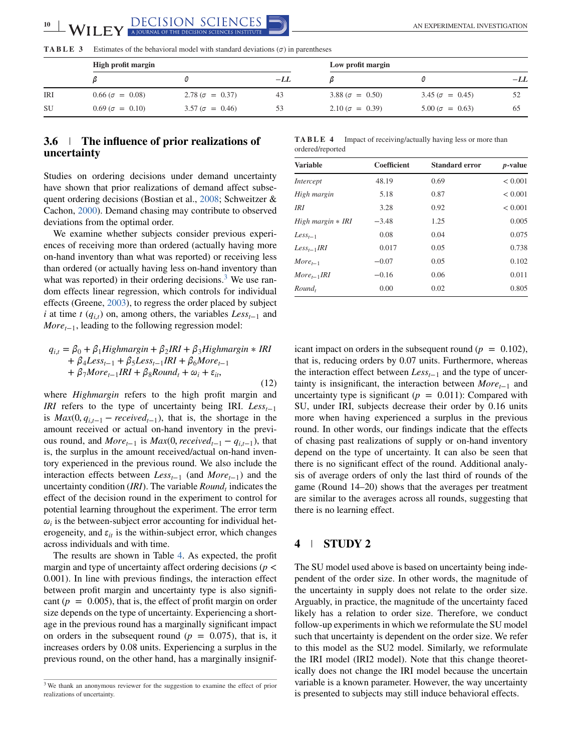**TABLE 3** Estimates of the behavioral model with standard deviations ($\sigma$) in parentheses

| | High profit margin | | | Low profit margin | | |
|---|---|---|---|---|---|---|
| | $\beta$ | $\theta$ | $-LL$ | $\beta$ | $\theta$ | $-LL$ |
| IRI | 0.66 ($\sigma$ = 0.08) | 2.78 ($\sigma$ = 0.37) | 43 | 3.88 ($\sigma$ = 0.50) | 3.45 ($\sigma$ = 0.45) | 52 |
| SU | 0.69 ($\sigma$ = 0.10) | 3.57 ($\sigma$ = 0.46) | 53 | 2.10 ($\sigma$ = 0.39) | 5.00 ($\sigma$ = 0.63) | 65 |

## 3.6 | The influence of prior realizations of uncertainty

Studies on ordering decisions under demand uncertainty have shown that prior realizations of demand affect subsequent ordering decisions (Bostian et al., 2008; Schweitzer & Cachon, 2000). Demand chasing may contribute to observed deviations from the optimal order.

We examine whether subjects consider previous experiences of receiving more than ordered (actually having more on-hand inventory than what was reported) or receiving less than ordered (or actually having less on-hand inventory than what was reported) in their ordering decisions.[3] We use random effects linear regression, which controls for individual effects (Greene, 2003), to regress the order placed by subject $i$ at time $t$ ($q_{i,t}$) on, among others, the variables $Less_{t-1}$ and $More_{t-1}$, leading to the following regression model:

$$q_{i,t} = \beta_0 + \beta_1 Highmargin + \beta_2 IRI + \beta_3 Highmargin * IRI + \beta_4 Less_{t-1} + \beta_5 Less_{t-1} IRI + \beta_6 More_{t-1} + \beta_7 More_{t-1} IRI + \beta_8 Round_t + \omega_i + \varepsilon_{it}, \tag{12}$$

where $Highmargin$ refers to the high profit margin and $IRI$ refers to the type of uncertainty being IRI. $Less_{t-1}$ is $Max(0, q_{i,t-1} - received_{t-1})$, that is, the shortage in the amount received or actual on-hand inventory in the previous round, and $More_{t-1}$ is $Max(0, received_{t-1} - q_{i,t-1})$, that is, the surplus in the amount received/actual on-hand inventory experienced in the previous round. We also include the interaction effects between $Less_{t-1}$ (and $More_{t-1}$) and the uncertainty condition ($IRI$). The variable $Round_t$ indicates the effect of the decision round in the experiment to control for potential learning throughout the experiment. The error term $\omega_i$ is the between-subject error accounting for individual heterogeneity, and $\varepsilon_{it}$ is the within-subject error, which changes across individuals and with time.

The results are shown in Table 4. As expected, the profit margin and type of uncertainty affect ordering decisions ($p <$ 0.001). In line with previous findings, the interaction effect between profit margin and uncertainty type is also significant ($p$ = 0.005), that is, the effect of profit margin on order size depends on the type of uncertainty. Experiencing a shortage in the previous round has a marginally significant impact on orders in the subsequent round ($p$ = 0.075), that is, it increases orders by 0.08 units. Experiencing a surplus in the previous round, on the other hand, has a marginally insignificant impact on orders in the subsequent round ($p$ = 0.102), that is, reducing orders by 0.07 units. Furthermore, whereas the interaction effect between $Less_{t-1}$ and the type of uncertainty is insignificant, the interaction between $More_{t-1}$ and uncertainty type is significant ($p$ = 0.011): Compared with SU, under IRI, subjects decrease their order by 0.16 units more when having experienced a surplus in the previous round. In other words, our findings indicate that the effects of chasing past realizations of supply or on-hand inventory depend on the type of uncertainty. It can also be seen that there is no significant effect of the round. Additional analysis of average orders of only the last third of rounds of the game (Round 14–20) shows that the averages per treatment are similar to the averages across all rounds, suggesting that there is no learning effect.

**TABLE 4** Impact of receiving/actually having less or more than ordered/reported

| Variable | Coefficient | Standard error | $p$-value |
|---|---|---|---|
| *Intercept* | 48.19 | 0.69 | < 0.001 |
| *High margin* | 5.18 | 0.87 | < 0.001 |
| *IRI* | 3.28 | 0.92 | < 0.001 |
| *High margin * IRI* | −3.48 | 1.25 | 0.005 |
| $Less_{t-1}$ | 0.08 | 0.04 | 0.075 |
| $Less_{t-1}IRI$ | 0.017 | 0.05 | 0.738 |
| $More_{t-1}$ | −0.07 | 0.05 | 0.102 |
| $More_{t-1}IRI$ | −0.16 | 0.06 | 0.011 |
| $Round_t$ | 0.00 | 0.02 | 0.805 |

# 4 | STUDY 2

The SU model used above is based on uncertainty being independent of the order size. In other words, the magnitude of the uncertainty in supply does not relate to the order size. Arguably, in practice, the magnitude of the uncertainty faced likely has a relation to order size. Therefore, we conduct follow-up experiments in which we reformulate the SU model such that uncertainty is dependent on the order size. We refer to this model as the SU2 model. Similarly, we reformulate the IRI model (IRI2 model). Note that this change theoretically does not change the IRI model because the uncertain variable is a known parameter. However, the way uncertainty is presented to subjects may still induce behavioral effects.

[3] We thank an anonymous reviewer for the suggestion to examine the effect of prior realizations of uncertainty.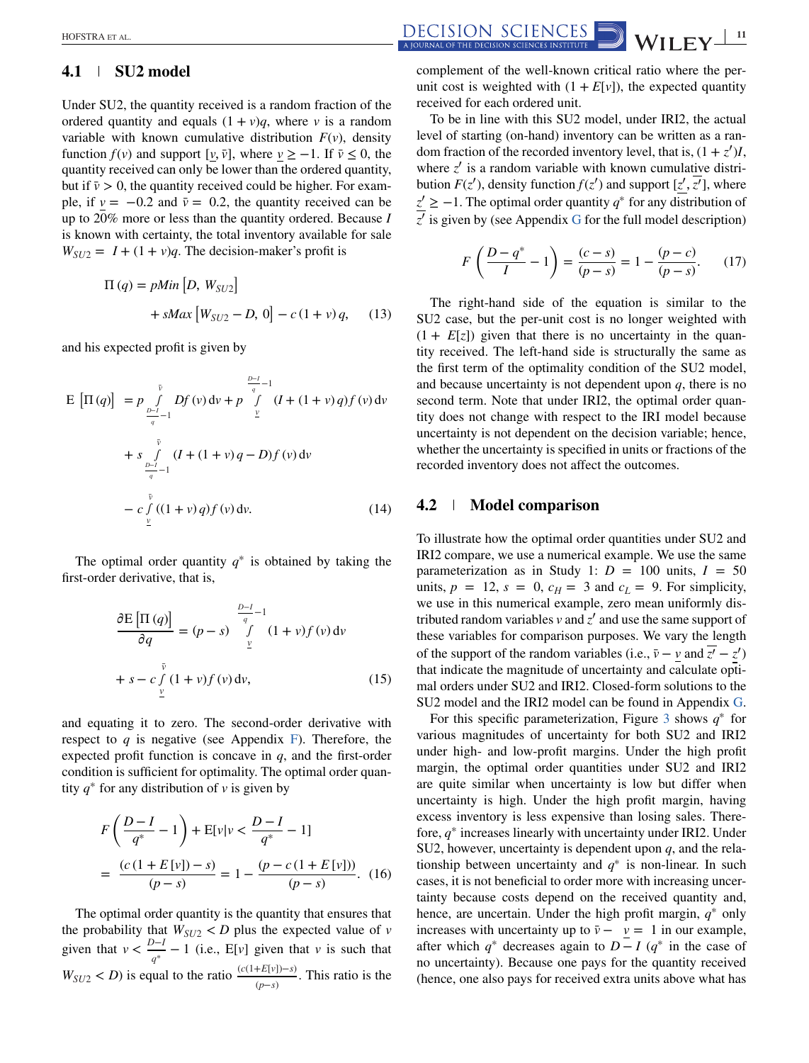### 4.1 SU2 model

Under SU2, the quantity received is a random fraction of the ordered quantity and equals $(1 + v)q$, where $v$ is a random variable with known cumulative distribution $F(v)$, density function $f(v)$ and support $[\underline{v}, \bar{v}]$, where $\underline{v} \geq -1$. If $\bar{v} \leq 0$, the quantity received can only be lower than the ordered quantity, but if $\bar{v} > 0$, the quantity received could be higher. For example, if $\underline{v} = -0.2$ and $\bar{v} = 0.2$, the quantity received can be up to 20% more or less than the quantity ordered. Because $I$ is known with certainty, the total inventory available for sale $W_{SU2} = I + (1 + v)q$. The decision-maker's profit is

$$\Pi(q) = pMin\left[D, W_{SU2}\right] + sMax\left[W_{SU2} - D, 0\right] - c(1 + v)q, \quad (13)$$

and his expected profit is given by

$$\begin{aligned} \mathrm{E}\left[\Pi(q)\right] &= p\int_{\frac{D-I}{q}-1}^{\bar{v}} Df(v)\,\mathrm{d}v + p\int_{\underline{v}}^{\frac{D-I}{q}-1} (I + (1+v)q)f(v)\,\mathrm{d}v \\ &+ s\int_{\frac{D-I}{q}-1}^{\bar{v}} (I + (1+v)q - D)f(v)\,\mathrm{d}v \\ &- c\int_{\underline{v}}^{\bar{v}} ((1+v)q)f(v)\,\mathrm{d}v. \end{aligned} \quad (14)$$

The optimal order quantity $q^*$ is obtained by taking the first-order derivative, that is,

$$\begin{aligned} \frac{\partial \mathrm{E}\left[\Pi(q)\right]}{\partial q} &= (p - s)\int_{\underline{v}}^{\frac{D-I}{q}-1} (1+v)f(v)\,\mathrm{d}v \\ &+ s - c\int_{\underline{v}}^{\bar{v}} (1+v)f(v)\,\mathrm{d}v, \end{aligned} \quad (15)$$

and equating it to zero. The second-order derivative with respect to $q$ is negative (see Appendix F). Therefore, the expected profit function is concave in $q$, and the first-order condition is sufficient for optimality. The optimal order quantity $q^*$ for any distribution of $v$ is given by

$$\begin{aligned} &F\left(\frac{D-I}{q^*} - 1\right) + \mathrm{E}[v | v < \frac{D-I}{q^*} - 1] \\ &= \frac{(c(1 + E[v]) - s)}{(p - s)} = 1 - \frac{(p - c(1 + E[v]))}{(p - s)}. \end{aligned} \quad (16)$$

The optimal order quantity is the quantity that ensures that the probability that $W_{SU2} < D$ plus the expected value of $v$ given that $v < \frac{D-I}{q^*} - 1$ (i.e., E[$v$] given that $v$ is such that $W_{SU2} < D$) is equal to the ratio $\frac{(c(1+E[v])-s)}{(p-s)}$. This ratio is the complement of the well-known critical ratio where the per-unit cost is weighted with $(1 + E[v])$, the expected quantity received for each ordered unit.

To be in line with this SU2 model, under IRI2, the actual level of starting (on-hand) inventory can be written as a random fraction of the recorded inventory level, that is, $(1 + z')I$, where $z'$ is a random variable with known cumulative distribution $F(z')$, density function $f(z')$ and support $[\underline{z'}, \overline{z'}]$, where $\underline{z'} \geq -1$. The optimal order quantity $q^*$ for any distribution of $z'$ is given by (see Appendix G for the full model description)

$$F\left(\frac{D - q^*}{I} - 1\right) = \frac{(c - s)}{(p - s)} = 1 - \frac{(p - c)}{(p - s)}. \quad (17)$$

The right-hand side of the equation is similar to the SU2 case, but the per-unit cost is no longer weighted with $(1 + E[z])$ given that there is no uncertainty in the quantity received. The left-hand side is structurally the same as the first term of the optimality condition of the SU2 model, and because uncertainty is not dependent upon $q$, there is no second term. Note that under IRI2, the optimal order quantity does not change with respect to the IRI model because uncertainty is not dependent on the decision variable; hence, whether the uncertainty is specified in units or fractions of the recorded inventory does not affect the outcomes.

### 4.2 Model comparison

To illustrate how the optimal order quantities under SU2 and IRI2 compare, we use a numerical example. We use the same parameterization as in Study 1: $D = 100$ units, $I = 50$ units, $p = 12$, $s = 0$, $c_H = 3$ and $c_L = 9$. For simplicity, we use in this numerical example, zero mean uniformly distributed random variables $v$ and $z'$ and use the same support of these variables for comparison purposes. We vary the length of the support of the random variables (i.e., $\bar{v} - \underline{v}$ and $\overline{z'} - \underline{z'}$) that indicate the magnitude of uncertainty and calculate optimal orders under SU2 and IRI2. Closed-form solutions to the SU2 model and the IRI2 model can be found in Appendix G.

For this specific parameterization, Figure 3 shows $q^*$ for various magnitudes of uncertainty for both SU2 and IRI2 under high- and low-profit margins. Under the high profit margin, the optimal order quantities under SU2 and IRI2 are quite similar when uncertainty is low but differ when uncertainty is high. Under the high profit margin, having excess inventory is less expensive than losing sales. Therefore, $q^*$ increases linearly with uncertainty under IRI2. Under SU2, however, uncertainty is dependent upon $q$, and the relationship between uncertainty and $q^*$ is non-linear. In such cases, it is not beneficial to order more with increasing uncertainty because costs depend on the received quantity and, hence, are uncertain. Under the high profit margin, $q^*$ only increases with uncertainty up to $\bar{v} - \underline{v} = 1$ in our example, after which $q^*$ decreases again to $D - I$ ($q^*$ in the case of no uncertainty). Because one pays for the quantity received (hence, one also pays for received extra units above what has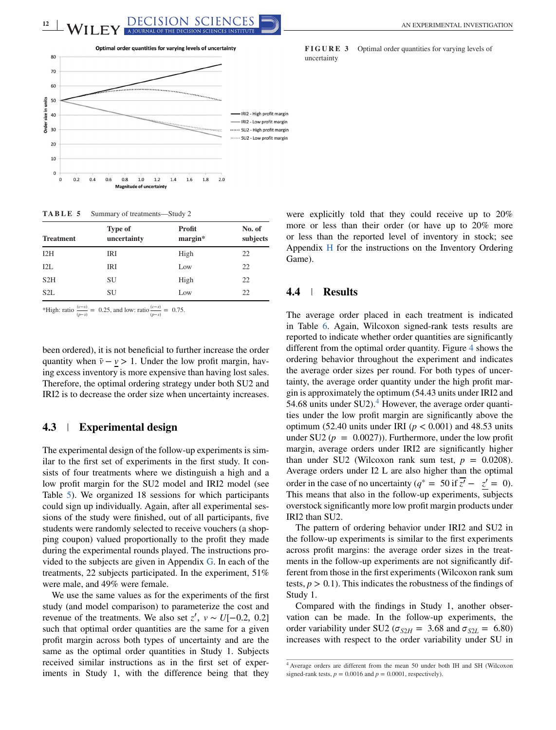**FIGURE 3** Optimal order quantities for varying levels of uncertainty

**TABLE 5** Summary of treatments—Study 2

| Treatment | Type of uncertainty | Profit margin* | No. of subjects |
|---|---|---|---|
| I2H | IRI | High | 22 |
| I2L | IRI | Low | 22 |
| S2H | SU | High | 22 |
| S2L | SU | Low | 22 |

*High: ratio $\frac{(c-s)}{(p-s)}$ = 0.25, and low: ratio $\frac{(c-s)}{(p-s)}$ = 0.75.

been ordered), it is not beneficial to further increase the order quantity when $\bar{v} - \underline{v} > 1$. Under the low profit margin, having excess inventory is more expensive than having lost sales. Therefore, the optimal ordering strategy under both SU2 and IRI2 is to decrease the order size when uncertainty increases.

## 4.3 | Experimental design

The experimental design of the follow-up experiments is similar to the first set of experiments in the first study. It consists of four treatments where we distinguish a high and a low profit margin for the SU2 model and IRI2 model (see Table 5). We organized 18 sessions for which participants could sign up individually. Again, after all experimental sessions of the study were finished, out of all participants, five students were randomly selected to receive vouchers (a shopping coupon) valued proportionally to the profit they made during the experimental rounds played. The instructions provided to the subjects are given in Appendix G. In each of the treatments, 22 subjects participated. In the experiment, 51% were male, and 49% were female.

We use the same values as for the experiments of the first study (and model comparison) to parameterize the cost and revenue of the treatments. We also set $z', v \sim U[-0.2, 0.2]$ such that optimal order quantities are the same for a given profit margin across both types of uncertainty and are the same as the optimal order quantities in Study 1. Subjects received similar instructions as in the first set of experiments in Study 1, with the difference being that they were explicitly told that they could receive up to 20% more or less than their order (or have up to 20% more or less than the reported level of inventory in stock; see Appendix H for the instructions on the Inventory Ordering Game).

## 4.4 | Results

The average order placed in each treatment is indicated in Table 6. Again, Wilcoxon signed-rank tests results are reported to indicate whether order quantities are significantly different from the optimal order quantity. Figure 4 shows the ordering behavior throughout the experiment and indicates the average order sizes per round. For both types of uncertainty, the average order quantity under the high profit margin is approximately the optimum (54.43 units under IRI2 and 54.68 units under SU2).[4] However, the average order quantities under the low profit margin are significantly above the optimum (52.40 units under IRI ($p < 0.001$) and 48.53 units under SU2 ($p = 0.0027$)). Furthermore, under the low profit margin, average orders under IRI2 are significantly higher than under SU2 (Wilcoxon rank sum test, $p = 0.0208$). Average orders under I2 L are also higher than the optimal order in the case of no uncertainty ($q^* = 50$ if $\overline{z'} - \underline{z'} = 0$). This means that also in the follow-up experiments, subjects overstock significantly more low profit margin products under IRI2 than SU2.

The pattern of ordering behavior under IRI2 and SU2 in the follow-up experiments is similar to the first experiments across profit margins: the average order sizes in the treatments in the follow-up experiments are not significantly different from those in the first experiments (Wilcoxon rank sum tests, $p > 0.1$). This indicates the robustness of the findings of Study 1.

Compared with the findings in Study 1, another observation can be made. In the follow-up experiments, the order variability under SU2 ($\sigma_{S2H} = 3.68$ and $\sigma_{S2L} = 6.80$) increases with respect to the order variability under SU in

[4] Average orders are different from the mean 50 under both IH and SH (Wilcoxon signed-rank tests, $p = 0.0016$ and $p = 0.0001$, respectively).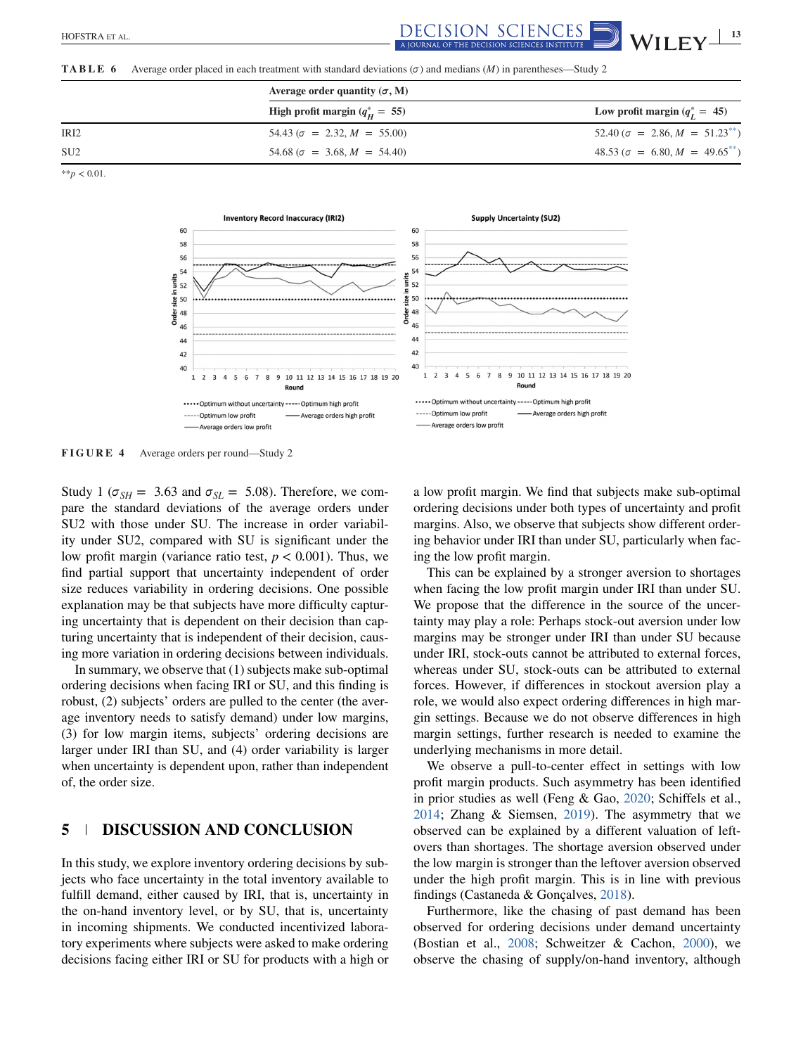**TABLE 6** Average order placed in each treatment with standard deviations ($\sigma$) and medians ($M$) in parentheses—Study 2

| | Average order quantity ($\sigma$, M) | |
|---|---|---|
| | **High profit margin ($q_H^* = 55$)** | **Low profit margin ($q_L^* = 45$)** |
| IRI2 | 54.43 ($\sigma = 2.32, M = 55.00$) | 52.40 ($\sigma = 2.86, M = 51.23^{**}$) |
| SU2 | 54.68 ($\sigma = 3.68, M = 54.40$) | 48.53 ($\sigma = 6.80, M = 49.65^{**}$) |

$^{**}p < 0.01$.

**FIGURE 4** Average orders per round—Study 2

Study 1 ($\sigma_{SH} = 3.63$ and $\sigma_{SL} = 5.08$). Therefore, we compare the standard deviations of the average orders under SU2 with those under SU. The increase in order variability under SU2, compared with SU is significant under the low profit margin (variance ratio test, $p < 0.001$). Thus, we find partial support that uncertainty independent of order size reduces variability in ordering decisions. One possible explanation may be that subjects have more difficulty capturing uncertainty that is dependent on their decision than capturing uncertainty that is independent of their decision, causing more variation in ordering decisions between individuals.

In summary, we observe that (1) subjects make sub-optimal ordering decisions when facing IRI or SU, and this finding is robust, (2) subjects' orders are pulled to the center (the average inventory needs to satisfy demand) under low margins, (3) for low margin items, subjects' ordering decisions are larger under IRI than SU, and (4) order variability is larger when uncertainty is dependent upon, rather than independent of, the order size.

## 5 | DISCUSSION AND CONCLUSION

In this study, we explore inventory ordering decisions by subjects who face uncertainty in the total inventory available to fulfill demand, either caused by IRI, that is, uncertainty in the on-hand inventory level, or by SU, that is, uncertainty in incoming shipments. We conducted incentivized laboratory experiments where subjects were asked to make ordering decisions facing either IRI or SU for products with a high or a low profit margin. We find that subjects make sub-optimal ordering decisions under both types of uncertainty and profit margins. Also, we observe that subjects show different ordering behavior under IRI than under SU, particularly when facing the low profit margin.

This can be explained by a stronger aversion to shortages when facing the low profit margin under IRI than under SU. We propose that the difference in the source of the uncertainty may play a role: Perhaps stock-out aversion under low margins may be stronger under IRI than under SU because under IRI, stock-outs cannot be attributed to external forces, whereas under SU, stock-outs can be attributed to external forces. However, if differences in stockout aversion play a role, we would also expect ordering differences in high margin settings. Because we do not observe differences in high margin settings, further research is needed to examine the underlying mechanisms in more detail.

We observe a pull-to-center effect in settings with low profit margin products. Such asymmetry has been identified in prior studies as well (Feng & Gao, 2020; Schiffels et al., 2014; Zhang & Siemsen, 2019). The asymmetry that we observed can be explained by a different valuation of leftovers than shortages. The shortage aversion observed under the low margin is stronger than the leftover aversion observed under the high profit margin. This is in line with previous findings (Castaneda & Gonçalves, 2018).

Furthermore, like the chasing of past demand has been observed for ordering decisions under demand uncertainty (Bostian et al., 2008; Schweitzer & Cachon, 2000), we observe the chasing of supply/on-hand inventory, although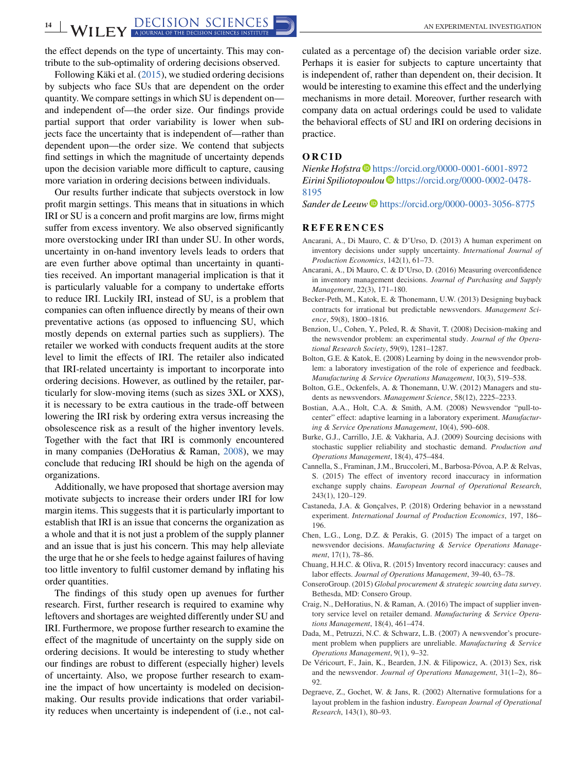the effect depends on the type of uncertainty. This may contribute to the sub-optimality of ordering decisions observed.

Following Käki et al. (2015), we studied ordering decisions by subjects who face SUs that are dependent on the order quantity. We compare settings in which SU is dependent on—and independent of—the order size. Our findings provide partial support that order variability is lower when subjects face the uncertainty that is independent of—rather than dependent upon—the order size. We contend that subjects find settings in which the magnitude of uncertainty depends upon the decision variable more difficult to capture, causing more variation in ordering decisions between individuals.

Our results further indicate that subjects overstock in low profit margin settings. This means that in situations in which IRI or SU is a concern and profit margins are low, firms might suffer from excess inventory. We also observed significantly more overstocking under IRI than under SU. In other words, uncertainty in on-hand inventory levels leads to orders that are even further above optimal than uncertainty in quantities received. An important managerial implication is that it is particularly valuable for a company to undertake efforts to reduce IRI. Luckily IRI, instead of SU, is a problem that companies can often influence directly by means of their own preventative actions (as opposed to influencing SU, which mostly depends on external parties such as suppliers). The retailer we worked with conducts frequent audits at the store level to limit the effects of IRI. The retailer also indicated that IRI-related uncertainty is important to incorporate into ordering decisions. However, as outlined by the retailer, particularly for slow-moving items (such as sizes 3XL or XXS), it is necessary to be extra cautious in the trade-off between lowering the IRI risk by ordering extra versus increasing the obsolescence risk as a result of the higher inventory levels. Together with the fact that IRI is commonly encountered in many companies (DeHoratius & Raman, 2008), we may conclude that reducing IRI should be high on the agenda of organizations.

Additionally, we have proposed that shortage aversion may motivate subjects to increase their orders under IRI for low margin items. This suggests that it is particularly important to establish that IRI is an issue that concerns the organization as a whole and that it is not just a problem of the supply planner and an issue that is just his concern. This may help alleviate the urge that he or she feels to hedge against failures of having too little inventory to fulfil customer demand by inflating his order quantities.

The findings of this study open up avenues for further research. First, further research is required to examine why leftovers and shortages are weighted differently under SU and IRI. Furthermore, we propose further research to examine the effect of the magnitude of uncertainty on the supply side on ordering decisions. It would be interesting to study whether our findings are robust to different (especially higher) levels of uncertainty. Also, we propose further research to examine the impact of how uncertainty is modeled on decision-making. Our results provide indications that order variability reduces when uncertainty is independent of (i.e., not calculated as a percentage of) the decision variable order size. Perhaps it is easier for subjects to capture uncertainty that is independent of, rather than dependent on, their decision. It would be interesting to examine this effect and the underlying mechanisms in more detail. Moreover, further research with company data on actual orderings could be used to validate the behavioral effects of SU and IRI on ordering decisions in practice.

## ORCID

*Nienke Hofstra* https://orcid.org/0000-0001-6001-8972
*Eirini Spiliotopoulou* https://orcid.org/0000-0002-0478-8195
*Sander de Leeuw* https://orcid.org/0000-0003-3056-8775

## REFERENCES

Ancarani, A., Di Mauro, C. & D'Urso, D. (2013) A human experiment on inventory decisions under supply uncertainty. *International Journal of Production Economics*, 142(1), 61–73.

Ancarani, A., Di Mauro, C. & D'Urso, D. (2016) Measuring overconfidence in inventory management decisions. *Journal of Purchasing and Supply Management*, 22(3), 171–180.

Becker-Peth, M., Katok, E. & Thonemann, U.W. (2013) Designing buyback contracts for irrational but predictable newsvendors. *Management Science*, 59(8), 1800–1816.

Benzion, U., Cohen, Y., Peled, R. & Shavit, T. (2008) Decision-making and the newsvendor problem: an experimental study. *Journal of the Operational Research Society*, 59(9), 1281–1287.

Bolton, G.E. & Katok, E. (2008) Learning by doing in the newsvendor problem: a laboratory investigation of the role of experience and feedback. *Manufacturing & Service Operations Management*, 10(3), 519–538.

Bolton, G.E., Ockenfels, A. & Thonemann, U.W. (2012) Managers and students as newsvendors. *Management Science*, 58(12), 2225–2233.

Bostian, A.A., Holt, C.A. & Smith, A.M. (2008) Newsvendor "pull-to-center" effect: adaptive learning in a laboratory experiment. *Manufacturing & Service Operations Management*, 10(4), 590–608.

Burke, G.J., Carrillo, J.E. & Vakharia, A.J. (2009) Sourcing decisions with stochastic supplier reliability and stochastic demand. *Production and Operations Management*, 18(4), 475–484.

Cannella, S., Framinan, J.M., Bruccoleri, M., Barbosa-Póvoa, A.P. & Relvas, S. (2015) The effect of inventory record inaccuracy in information exchange supply chains. *European Journal of Operational Research*, 243(1), 120–129.

Castaneda, J.A. & Gonçalves, P. (2018) Ordering behavior in a newsstand experiment. *International Journal of Production Economics*, 197, 186–196.

Chen, L.G., Long, D.Z. & Perakis, G. (2015) The impact of a target on newsvendor decisions. *Manufacturing & Service Operations Management*, 17(1), 78–86.

Chuang, H.H.C. & Oliva, R. (2015) Inventory record inaccuracy: causes and labor effects. *Journal of Operations Management*, 39-40, 63–78.

ConseroGroup. (2015) *Global procurement & strategic sourcing data survey*. Bethesda, MD: Consero Group.

Craig, N., DeHoratius, N. & Raman, A. (2016) The impact of supplier inventory service level on retailer demand. *Manufacturing & Service Operations Management*, 18(4), 461–474.

Dada, M., Petruzzi, N.C. & Schwarz, L.B. (2007) A newsvendor's procurement problem when puppliers are unreliable. *Manufacturing & Service Operations Management*, 9(1), 9–32.

De Véricourt, F., Jain, K., Bearden, J.N. & Filipowicz, A. (2013) Sex, risk and the newsvendor. *Journal of Operations Management*, 31(1–2), 86–92.

Degraeve, Z., Gochet, W. & Jans, R. (2002) Alternative formulations for a layout problem in the fashion industry. *European Journal of Operational Research*, 143(1), 80–93.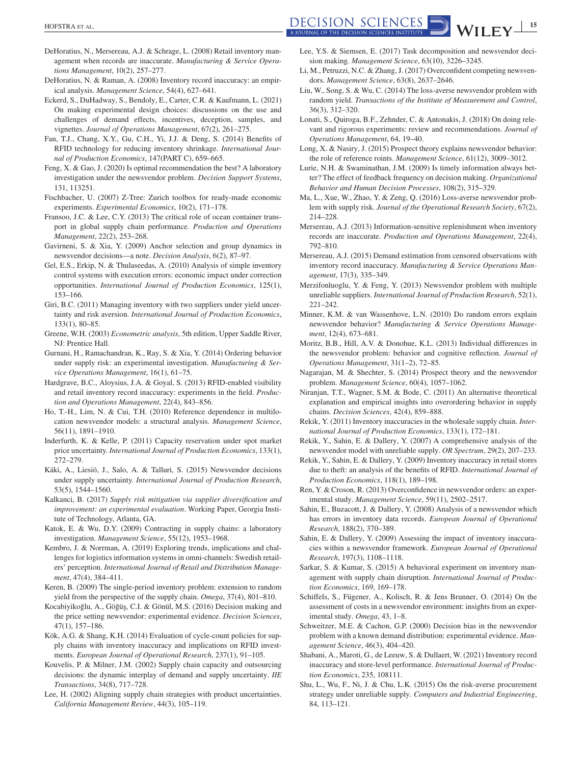DeHoratius, N., Mersereau, A.J. & Schrage, L. (2008) Retail inventory management when records are inaccurate. *Manufacturing & Service Operations Management*, 10(2), 257–277.

DeHoratius, N. & Raman, A. (2008) Inventory record inaccuracy: an empirical analysis. *Management Science*, 54(4), 627–641.

Eckerd, S., DuHadway, S., Bendoly, E., Carter, C.R. & Kaufmann, L. (2021) On making experimental design choices: discussions on the use and challenges of demand effects, incentives, deception, samples, and vignettes. *Journal of Operations Management*, 67(2), 261–275.

Fan, T.J., Chang, X.Y., Gu, C.H., Yi, J.J. & Deng, S. (2014) Benefits of RFID technology for reducing inventory shrinkage. *International Journal of Production Economics*, 147(PART C), 659–665.

Feng, X. & Gao, J. (2020) Is optimal recommendation the best? A laboratory investigation under the newsvendor problem. *Decision Support Systems*, 131, 113251.

Fischbacher, U. (2007) Z-Tree: Zurich toolbox for ready-made economic experiments. *Experimental Economics*, 10(2), 171–178.

Fransoo, J.C. & Lee, C.Y. (2013) The critical role of ocean container transport in global supply chain performance. *Production and Operations Management*, 22(2), 253–268.

Gavirneni, S. & Xia, Y. (2009) Anchor selection and group dynamics in newsvendor decisions—a note. *Decision Analysis*, 6(2), 87–97.

Gel, E.S., Erkip, N. & Thulaseedas, A. (2010) Analysis of simple inventory control systems with execution errors: economic impact under correction opportunities. *International Journal of Production Economics*, 125(1), 153–166.

Giri, B.C. (2011) Managing inventory with two suppliers under yield uncertainty and risk aversion. *International Journal of Production Economics*, 133(1), 80–85.

Greene, W.H. (2003) *Econometric analysis*, 5th edition, Upper Saddle River, NJ: Prentice Hall.

Gurnani, H., Ramachandran, K., Ray, S. & Xia, Y. (2014) Ordering behavior under supply risk: an experimental investigation. *Manufacturing & Service Operations Management*, 16(1), 61–75.

Hardgrave, B.C., Aloysius, J.A. & Goyal, S. (2013) RFID-enabled visibility and retail inventory record inaccuracy: experiments in the field. *Production and Operations Management*, 22(4), 843–856.

Ho, T.-H., Lim, N. & Cui, T.H. (2010) Reference dependence in multilocation newsvendor models: a structural analysis. *Management Science*, 56(11), 1891–1910.

Inderfurth, K. & Kelle, P. (2011) Capacity reservation under spot market price uncertainty. *International Journal of Production Economics*, 133(1), 272–279.

Käki, A., Liesiö, J., Salo, A. & Talluri, S. (2015) Newsvendor decisions under supply uncertainty. *International Journal of Production Research*, 53(5), 1544–1560.

Kalkanci, B. (2017) *Supply risk mitigation via supplier diversification and improvement: an experimental evaluation*. Working Paper, Georgia Institute of Technology, Atlanta, GA.

Katok, E. & Wu, D.Y. (2009) Contracting in supply chains: a laboratory investigation. *Management Science*, 55(12), 1953–1968.

Kembro, J. & Norrman, A. (2019) Exploring trends, implications and challenges for logistics information systems in omni-channels: Swedish retailers' perception. *International Journal of Retail and Distribution Management*, 47(4), 384–411.

Keren, B. (2009) The single-period inventory problem: extension to random yield from the perspective of the supply chain. *Omega*, 37(4), 801–810.

Kocabiyikoğlu, A., Göğüş, C.I. & Gönül, M.S. (2016) Decision making and the price setting newsvendor: experimental evidence. *Decision Sciences*, 47(1), 157–186.

Kök, A.G. & Shang, K.H. (2014) Evaluation of cycle-count policies for supply chains with inventory inaccuracy and implications on RFID investments. *European Journal of Operational Research*, 237(1), 91–105.

Kouvelis, P. & Milner, J.M. (2002) Supply chain capacity and outsourcing decisions: the dynamic interplay of demand and supply uncertainty. *IIE Transactions*, 34(8), 717–728.

Lee, H. (2002) Aligning supply chain strategies with product uncertainties. *California Management Review*, 44(3), 105–119.

Lee, Y.S. & Siemsen, E. (2017) Task decomposition and newsvendor decision making. *Management Science*, 63(10), 3226–3245.

Li, M., Petruzzi, N.C. & Zhang, J. (2017) Overconfident competing newsvendors. *Management Science*, 63(8), 2637–2646.

Liu, W., Song, S. & Wu, C. (2014) The loss-averse newsvendor problem with random yield. *Transactions of the Institute of Measurement and Control*, 36(3), 312–320.

Lonati, S., Quiroga, B.F., Zehnder, C. & Antonakis, J. (2018) On doing relevant and rigorous experiments: review and recommendations. *Journal of Operations Management*, 64, 19–40.

Long, X. & Nasiry, J. (2015) Prospect theory explains newsvendor behavior: the role of reference roints. *Management Science*, 61(12), 3009–3012.

Lurie, N.H. & Swaminathan, J.M. (2009) Is timely information always better? The effect of feedback frequency on decision making. *Organizational Behavior and Human Decision Processes*, 108(2), 315–329.

Ma, L., Xue, W., Zhao, Y. & Zeng, Q. (2016) Loss-averse newsvendor problem with supply risk. *Journal of the Operational Research Society*, 67(2), 214–228.

Mersereau, A.J. (2013) Information-sensitive replenishment when inventory records are inaccurate. *Production and Operations Management*, 22(4), 792–810.

Mersereau, A.J. (2015) Demand estimation from censored observations with inventory record inaccuracy. *Manufacturing & Service Operations Management*, 17(3), 335–349.

Merzifonluoglu, Y. & Feng, Y. (2013) Newsvendor problem with multiple unreliable suppliers. *International Journal of Production Research*, 52(1), 221–242.

Minner, K.M. & van Wassenhove, L.N. (2010) Do random errors explain newsvendor behavior? *Manufacturing & Service Operations Management*, 12(4), 673–681.

Moritz, B.B., Hill, A.V. & Donohue, K.L. (2013) Individual differences in the newsvendor problem: behavior and cognitive reflection. *Journal of Operations Management*, 31(1–2), 72–85.

Nagarajan, M. & Shechter, S. (2014) Prospect theory and the newsvendor problem. *Management Science*, 60(4), 1057–1062.

Niranjan, T.T., Wagner, S.M. & Bode, C. (2011) An alternative theoretical explanation and empirical insights into overordering behavior in supply chains. *Decision Sciences*, 42(4), 859–888.

Rekik, Y. (2011) Inventory inaccuracies in the wholesale supply chain. *International Journal of Production Economics*, 133(1), 172–181.

Rekik, Y., Sahin, E. & Dallery, Y. (2007) A comprehensive analysis of the newsvendor model with unreliable supply. *OR Spectrum*, 29(2), 207–233.

Rekik, Y., Sahin, E. & Dallery, Y. (2009) Inventory inaccuracy in retail stores due to theft: an analysis of the benefits of RFID. *International Journal of Production Economics*, 118(1), 189–198.

Ren, Y. & Croson, R. (2013) Overconfidence in newsvendor orders: an experimental study. *Management Science*, 59(11), 2502–2517.

Sahin, E., Buzacott, J. & Dallery, Y. (2008) Analysis of a newsvendor which has errors in inventory data records. *European Journal of Operational Research*, 188(2), 370–389.

Sahin, E. & Dallery, Y. (2009) Assessing the impact of inventory inaccuracies within a newsvendor framework. *European Journal of Operational Research*, 197(3), 1108–1118.

Sarkar, S. & Kumar, S. (2015) A behavioral experiment on inventory management with supply chain disruption. *International Journal of Production Economics*, 169, 169–178.

Schiffels, S., Fügener, A., Kolisch, R. & Jens Brunner, O. (2014) On the assessment of costs in a newsvendor environment: insights from an experimental study. *Omega*, 43, 1–8.

Schweitzer, M.E. & Cachon, G.P. (2000) Decision bias in the newsvendor problem with a known demand distribution: experimental evidence. *Management Science*, 46(3), 404–420.

Shabani, A., Maroti, G., de Leeuw, S. & Dullaert, W. (2021) Inventory record inaccuracy and store-level performance. *International Journal of Production Economics*, 235, 108111.

Shu, L., Wu, F., Ni, J. & Chu, L.K. (2015) On the risk-averse procurement strategy under unreliable supply. *Computers and Industrial Engineering*, 84, 113–121.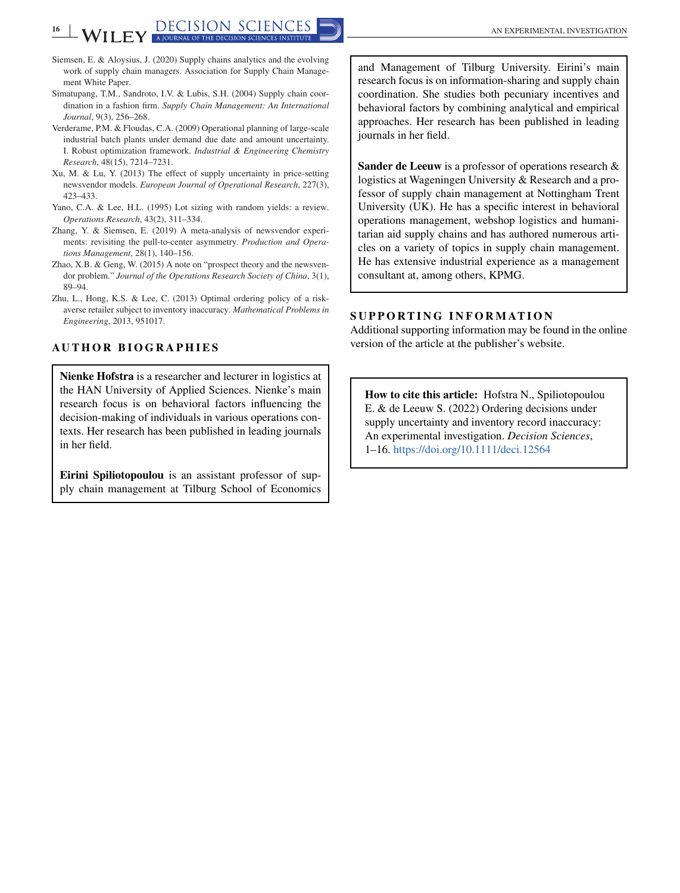Siemsen, E. & Aloysius, J. (2020) Supply chains analytics and the evolving work of supply chain managers. Association for Supply Chain Management White Paper.

Simatupang, T.M., Sandroto, I.V. & Lubis, S.H. (2004) Supply chain coordination in a fashion firm. *Supply Chain Management: An International Journal*, 9(3), 256–268.

Verderame, P.M. & Floudas, C.A. (2009) Operational planning of large-scale industrial batch plants under demand due date and amount uncertainty. I. Robust optimization framework. *Industrial & Engineering Chemistry Research*, 48(15), 7214–7231.

Xu, M. & Lu, Y. (2013) The effect of supply uncertainty in price-setting newsvendor models. *European Journal of Operational Research*, 227(3), 423–433.

Yano, C.A. & Lee, H.L. (1995) Lot sizing with random yields: a review. *Operations Research*, 43(2), 311–334.

Zhang, Y. & Siemsen, E. (2019) A meta-analysis of newsvendor experiments: revisiting the pull-to-center asymmetry. *Production and Operations Management*, 28(1), 140–156.

Zhao, X.B. & Geng, W. (2015) A note on "prospect theory and the newsvendor problem." *Journal of the Operations Research Society of China*, 3(1), 89–94.

Zhu, L., Hong, K.S. & Lee, C. (2013) Optimal ordering policy of a risk-averse retailer subject to inventory inaccuracy. *Mathematical Problems in Engineering*, 2013, 951017.

## AUTHOR BIOGRAPHIES

**Nienke Hofstra** is a researcher and lecturer in logistics at the HAN University of Applied Sciences. Nienke's main research focus is on behavioral factors influencing the decision-making of individuals in various operations contexts. Her research has been published in leading journals in her field.

**Eirini Spiliotopoulou** is an assistant professor of supply chain management at Tilburg School of Economics and Management of Tilburg University. Eirini's main research focus is on information-sharing and supply chain coordination. She studies both pecuniary incentives and behavioral factors by combining analytical and empirical approaches. Her research has been published in leading journals in her field.

**Sander de Leeuw** is a professor of operations research & logistics at Wageningen University & Research and a professor of supply chain management at Nottingham Trent University (UK). He has a specific interest in behavioral operations management, webshop logistics and humanitarian aid supply chains and has authored numerous articles on a variety of topics in supply chain management. He has extensive industrial experience as a management consultant at, among others, KPMG.

## SUPPORTING INFORMATION

Additional supporting information may be found in the online version of the article at the publisher's website.

**How to cite this article:** Hofstra N., Spiliotopoulou E. & de Leeuw S. (2022) Ordering decisions under supply uncertainty and inventory record inaccuracy: An experimental investigation. *Decision Sciences*, 1–16. https://doi.org/10.1111/deci.12564